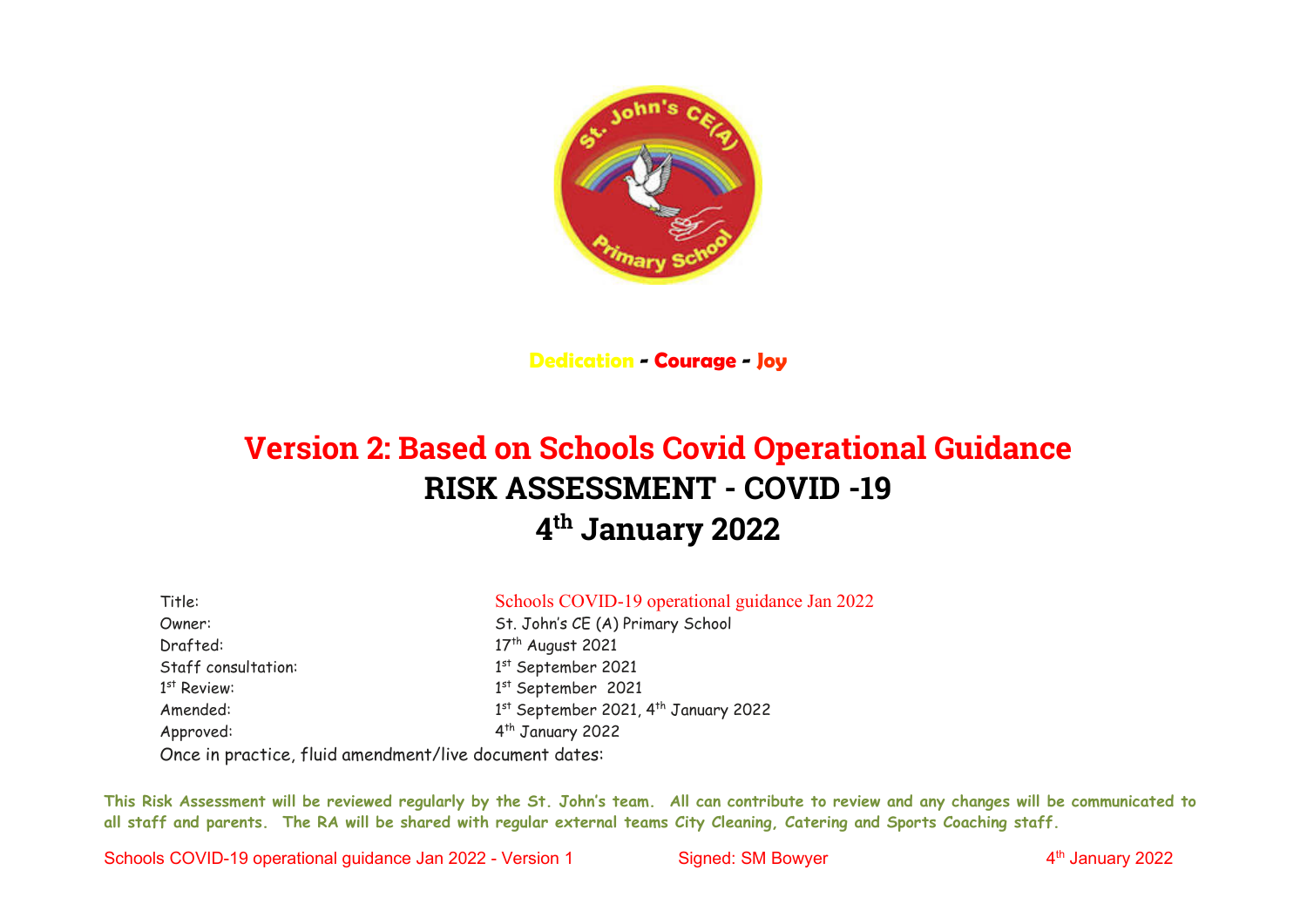**Dedication - Courage - Joy**

# Version 2: Based on Schools Covid Operational Guidance

# RISK ASSESSMENT - COVID -19

# 4th January 2022

| | |
|---|---|
| Title: | Schools COVID-19 operational guidance Jan 2022 |
| Owner: | St. John's CE (A) Primary School |
| Drafted: | 17th August 2021 |
| Staff consultation: | 1st September 2021 |
| 1st Review: | 1st September 2021 |
| Amended: | 1st September 2021, 4th January 2022 |
| Approved: | 4th January 2022 |

Once in practice, fluid amendment/live document dates:

**This Risk Assessment will be reviewed regularly by the St. John's team. All can contribute to review and any changes will be communicated to all staff and parents. The RA will be shared with regular external teams City Cleaning, Catering and Sports Coaching staff.**

Schools COVID-19 operational guidance Jan 2022 - Version 1 Signed: SM Bowyer 4th January 2022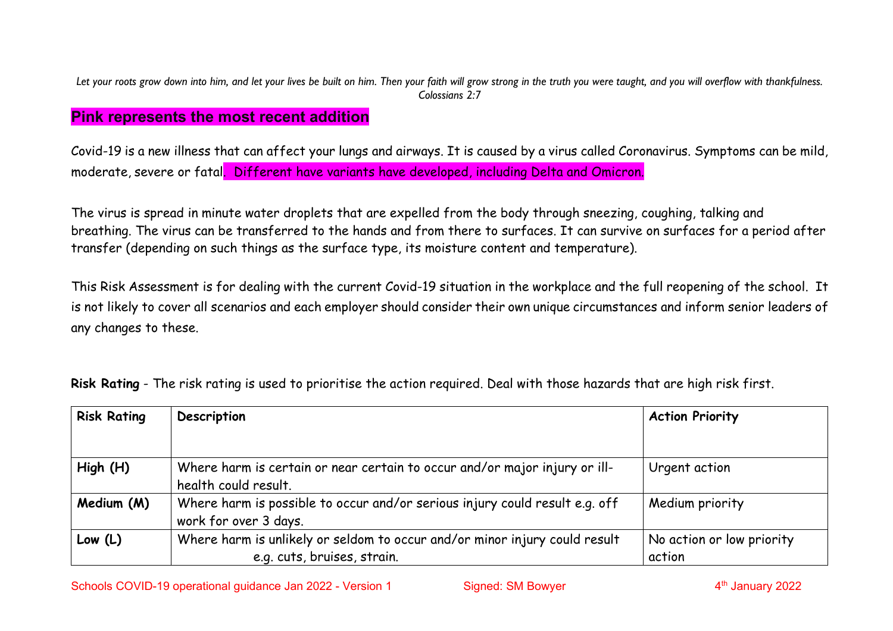*Let your roots grow down into him, and let your lives be built on him. Then your faith will grow strong in the truth you were taught, and you will overflow with thankfulness. Colossians 2:7*

## Pink represents the most recent addition

Covid-19 is a new illness that can affect your lungs and airways. It is caused by a virus called Coronavirus. Symptoms can be mild, moderate, severe or fatal. Different have variants have developed, including Delta and Omicron.

The virus is spread in minute water droplets that are expelled from the body through sneezing, coughing, talking and breathing. The virus can be transferred to the hands and from there to surfaces. It can survive on surfaces for a period after transfer (depending on such things as the surface type, its moisture content and temperature).

This Risk Assessment is for dealing with the current Covid-19 situation in the workplace and the full reopening of the school. It is not likely to cover all scenarios and each employer should consider their own unique circumstances and inform senior leaders of any changes to these.

**Risk Rating** - The risk rating is used to prioritise the action required. Deal with those hazards that are high risk first.

| Risk Rating | Description | Action Priority |
|---|---|---|
| **High (H)** | Where harm is certain or near certain to occur and/or major injury or ill-health could result. | Urgent action |
| **Medium (M)** | Where harm is possible to occur and/or serious injury could result e.g. off work for over 3 days. | Medium priority |
| **Low (L)** | Where harm is unlikely or seldom to occur and/or minor injury could result e.g. cuts, bruises, strain. | No action or low priority action |

Schools COVID-19 operational guidance Jan 2022 - Version 1 Signed: SM Bowyer 4th January 2022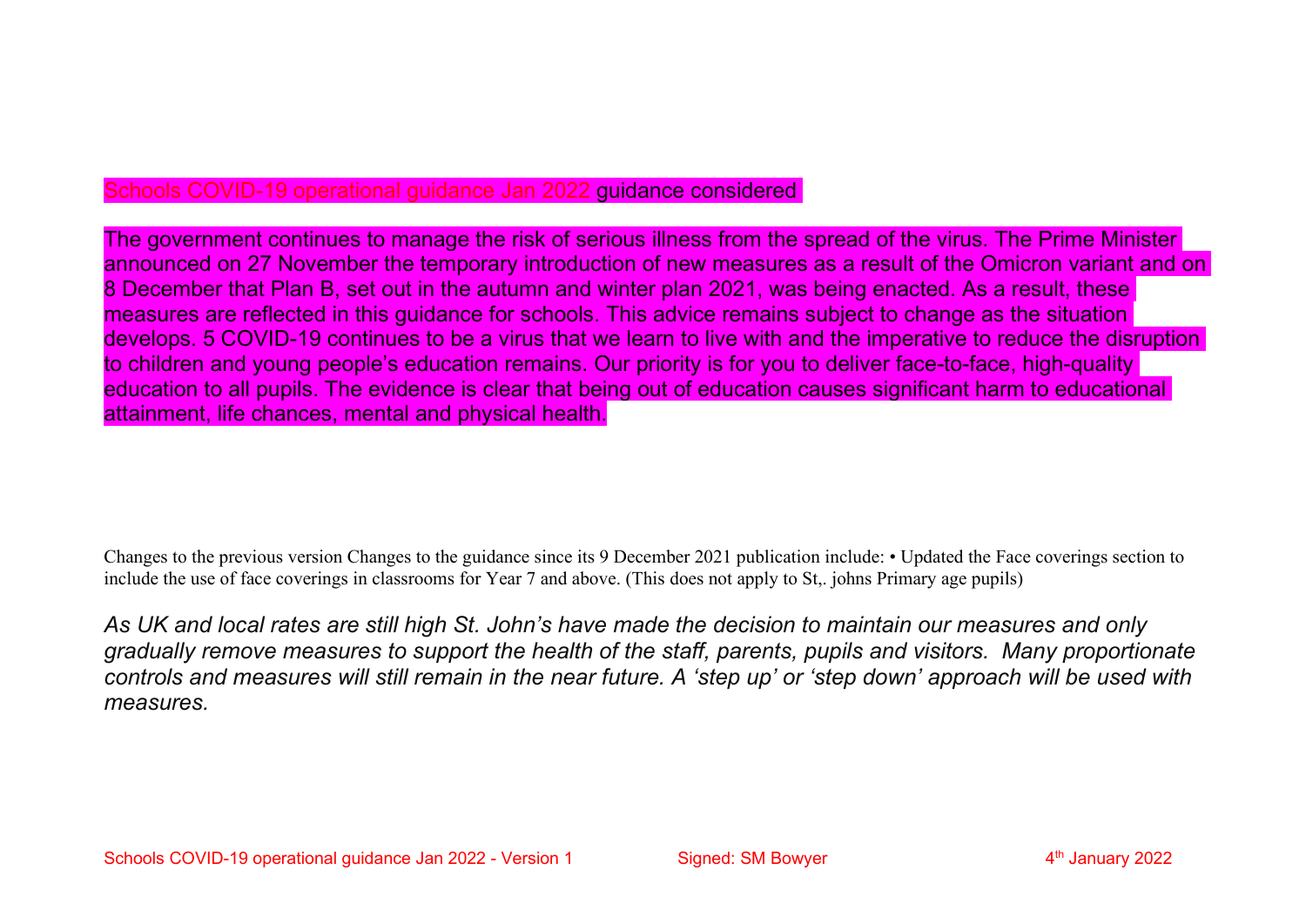Schools COVID-19 operational guidance Jan 2022 guidance considered

The government continues to manage the risk of serious illness from the spread of the virus. The Prime Minister announced on 27 November the temporary introduction of new measures as a result of the Omicron variant and on 8 December that Plan B, set out in the autumn and winter plan 2021, was being enacted. As a result, these measures are reflected in this guidance for schools. This advice remains subject to change as the situation develops. 5 COVID-19 continues to be a virus that we learn to live with and the imperative to reduce the disruption to children and young people's education remains. Our priority is for you to deliver face-to-face, high-quality education to all pupils. The evidence is clear that being out of education causes significant harm to educational attainment, life chances, mental and physical health.

Changes to the previous version Changes to the guidance since its 9 December 2021 publication include: • Updated the Face coverings section to include the use of face coverings in classrooms for Year 7 and above. (This does not apply to St,. johns Primary age pupils)

*As UK and local rates are still high St. John's have made the decision to maintain our measures and only gradually remove measures to support the health of the staff, parents, pupils and visitors. Many proportionate controls and measures will still remain in the near future. A 'step up' or 'step down' approach will be used with measures.*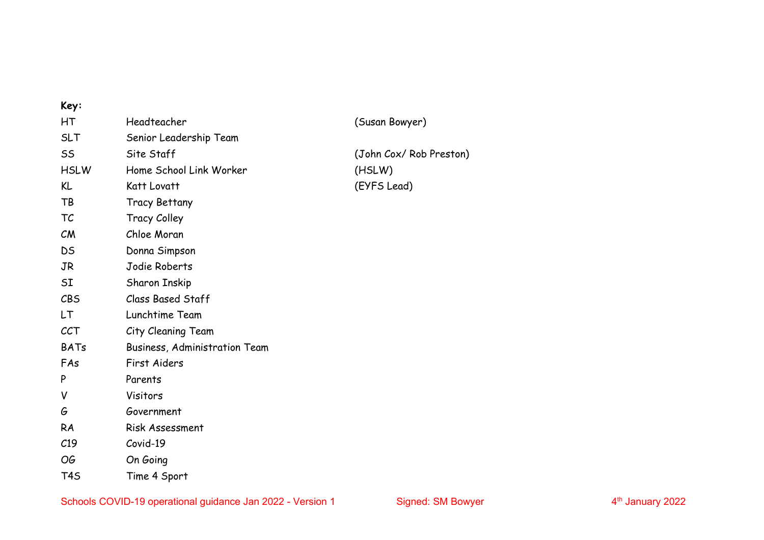**Key:**

| | | |
|---|---|---|
| HT | Headteacher | (Susan Bowyer) |
| SLT | Senior Leadership Team | |
| SS | Site Staff | (John Cox/ Rob Preston) |
| HSLW | Home School Link Worker | (HSLW) |
| KL | Katt Lovatt | (EYFS Lead) |
| TB | Tracy Bettany | |
| TC | Tracy Colley | |
| CM | Chloe Moran | |
| DS | Donna Simpson | |
| JR | Jodie Roberts | |
| SI | Sharon Inskip | |
| CBS | Class Based Staff | |
| LT | Lunchtime Team | |
| CCT | City Cleaning Team | |
| BATs | Business, Administration Team | |
| FAs | First Aiders | |
| P | Parents | |
| V | Visitors | |
| G | Government | |
| RA | Risk Assessment | |
| C19 | Covid-19 | |
| OG | On Going | |
| T4S | Time 4 Sport | |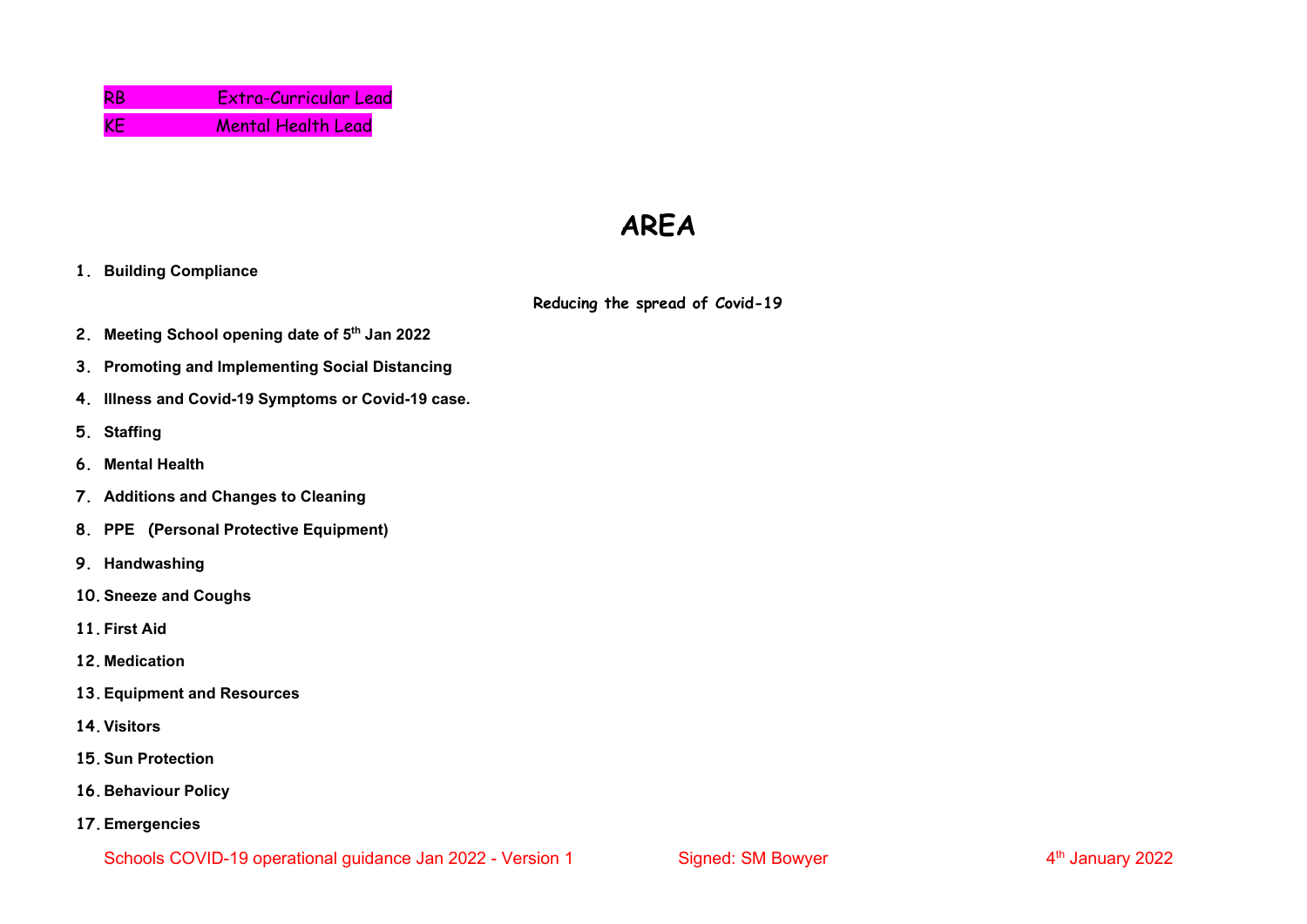| | |
|---|---|
| RB | Extra-Curricular Lead |
| KE | Mental Health Lead |

# AREA

1. **Building Compliance**

**Reducing the spread of Covid-19**

2. **Meeting School opening date of 5th Jan 2022**
3. **Promoting and Implementing Social Distancing**
4. **Illness and Covid-19 Symptoms or Covid-19 case.**
5. **Staffing**
6. **Mental Health**
7. **Additions and Changes to Cleaning**
8. **PPE (Personal Protective Equipment)**
9. **Handwashing**
10. **Sneeze and Coughs**
11. **First Aid**
12. **Medication**
13. **Equipment and Resources**
14. **Visitors**
15. **Sun Protection**
16. **Behaviour Policy**
17. **Emergencies**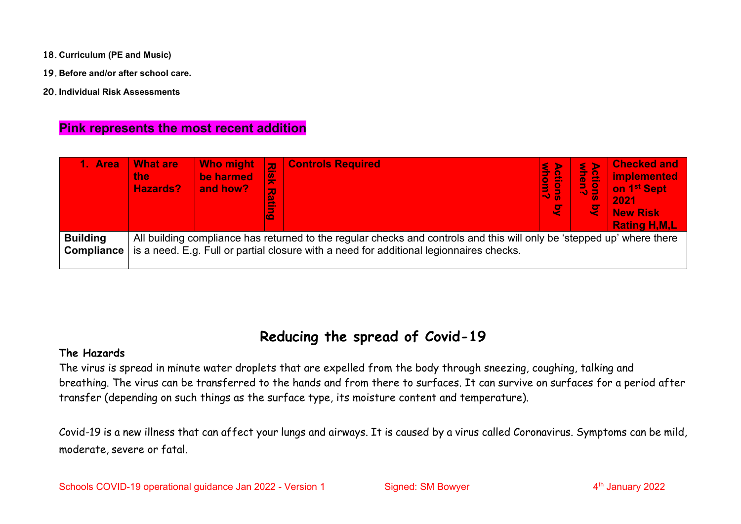18. **Curriculum (PE and Music)**
19. **Before and/or after school care.**
20. **Individual Risk Assessments**

**Pink represents the most recent addition**

| 1. Area | What are the Hazards? | Who might be harmed and how? | Risk Rating | Controls Required | Actions by whom? | Actions by when? | Checked and implemented on 1st Sept 2021 New Risk Rating H,M,L |
|---|---|---|---|---|---|---|---|
| **Building Compliance** | All building compliance has returned to the regular checks and controls and this will only be 'stepped up' where there is a need. E.g. Full or partial closure with a need for additional legionnaires checks. | | | | | | |

## Reducing the spread of Covid-19

**The Hazards**

The virus is spread in minute water droplets that are expelled from the body through sneezing, coughing, talking and breathing. The virus can be transferred to the hands and from there to surfaces. It can survive on surfaces for a period after transfer (depending on such things as the surface type, its moisture content and temperature).

Covid-19 is a new illness that can affect your lungs and airways. It is caused by a virus called Coronavirus. Symptoms can be mild, moderate, severe or fatal.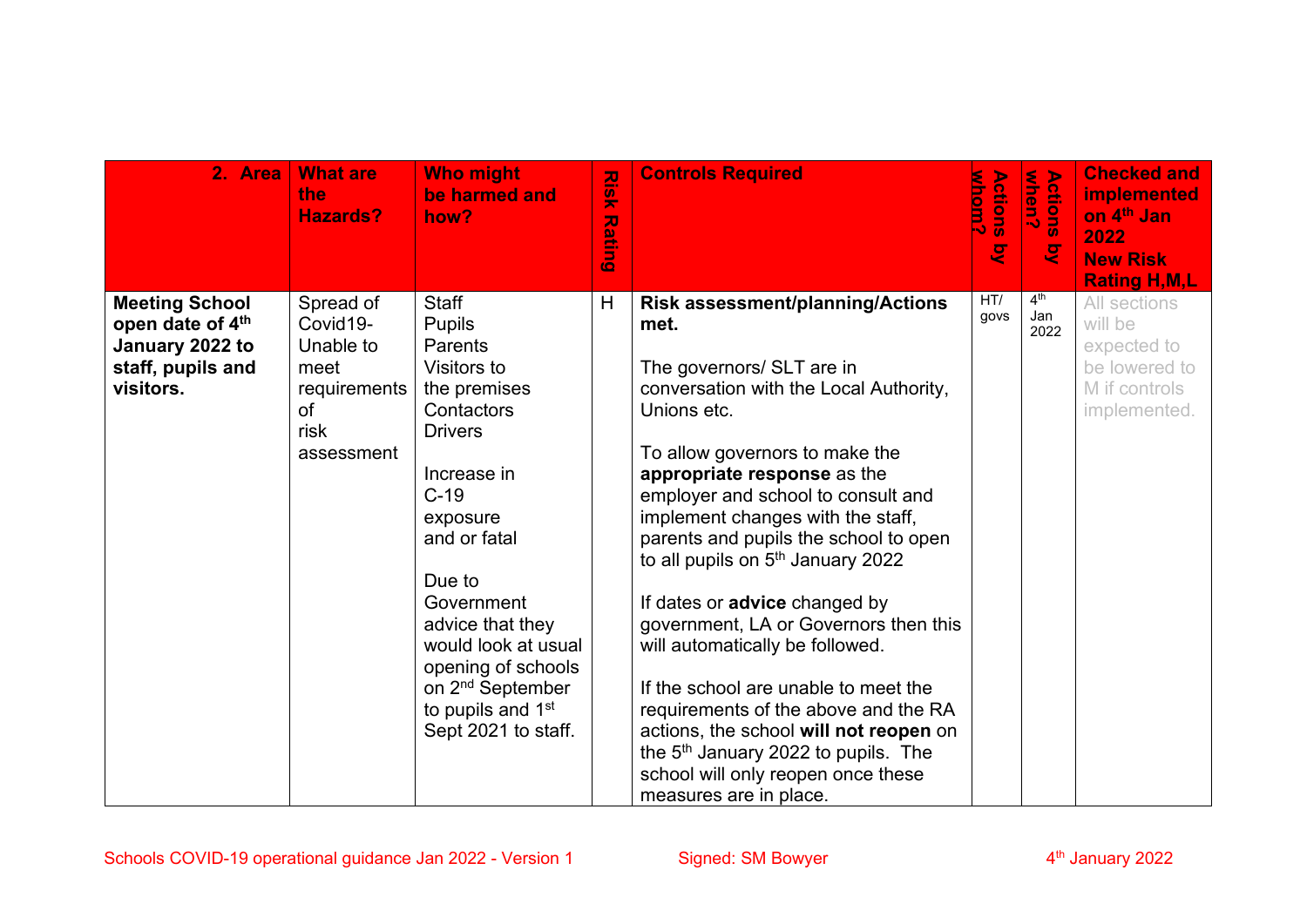| 2. Area | What are the Hazards? | Who might be harmed and how? | Risk Rating | Controls Required | Actions by whom? | Actions by when? | Checked and implemented on 4th Jan 2022 New Risk Rating H,M,L |
|---|---|---|---|---|---|---|---|
| **Meeting School open date of 4th January 2022 to staff, pupils and visitors.** | Spread of Covid19- Unable to meet requirements of risk assessment | Staff<br>Pupils<br>Parents<br>Visitors to the premises<br>Contactors<br>Drivers<br><br>Increase in C-19 exposure and or fatal<br><br>Due to Government advice that they would look at usual opening of schools on 2nd September to pupils and 1st Sept 2021 to staff. | H | **Risk assessment/planning/Actions met.**<br><br>The governors/ SLT are in conversation with the Local Authority, Unions etc.<br><br>To allow governors to make the **appropriate response** as the employer and school to consult and implement changes with the staff, parents and pupils the school to open to all pupils on 5th January 2022<br><br>If dates or **advice** changed by government, LA or Governors then this will automatically be followed.<br><br>If the school are unable to meet the requirements of the above and the RA actions, the school **will not reopen** on the 5th January 2022 to pupils. The school will only reopen once these measures are in place. | HT/ govs | 4th Jan 2022 | All sections will be expected to be lowered to M if controls implemented. |

Schools COVID-19 operational guidance Jan 2022 - Version 1 Signed: SM Bowyer 4th January 2022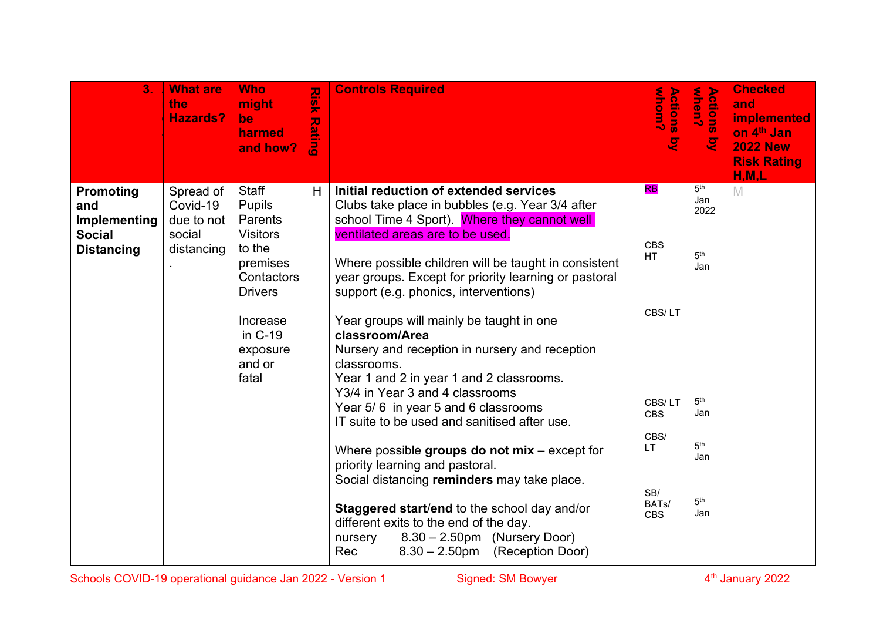| 3. | What are the Hazards? | Who might be harmed and how? | Risk Rating | Controls Required | Actions by whom? | Actions by when? | Checked and implemented on 4th Jan 2022 New Risk Rating H,M,L |
|---|---|---|---|---|---|---|---|
| **Promoting and Implementing Social Distancing** | Spread of Covid-19 due to not social distancing. | Staff<br>Pupils<br>Parents<br>Visitors to the premises<br>Contactors<br>Drivers<br><br>Increase in C-19 exposure and or fatal | H | **Initial reduction of extended services**<br>Clubs take place in bubbles (e.g. Year 3/4 after school Time 4 Sport). Where they cannot well ventilated areas are to be used.<br><br>Where possible children will be taught in consistent year groups. Except for priority learning or pastoral support (e.g. phonics, interventions)<br><br>Year groups will mainly be taught in one **classroom/Area**<br>Nursery and reception in nursery and reception classrooms.<br>Year 1 and 2 in year 1 and 2 classrooms.<br>Y3/4 in Year 3 and 4 classrooms<br>Year 5/ 6 in year 5 and 6 classrooms<br>IT suite to be used and sanitised after use.<br><br>Where possible **groups do not mix** – except for priority learning and pastoral.<br>Social distancing **reminders** may take place.<br><br>**Staggered start/end** to the school day and/or different exits to the end of the day.<br>nursery 8.30 – 2.50pm (Nursery Door)<br>Rec 8.30 – 2.50pm (Reception Door) | RB<br><br>CBS HT<br><br>CBS/ LT<br><br>CBS/ LT CBS<br><br>CBS/ LT<br><br>SB/ BATs/ CBS | 5th Jan 2022<br><br>5th Jan<br><br>5th Jan<br><br>5th Jan<br><br>5th Jan | M |

Schools COVID-19 operational guidance Jan 2022 - Version 1 Signed: SM Bowyer 4th January 2022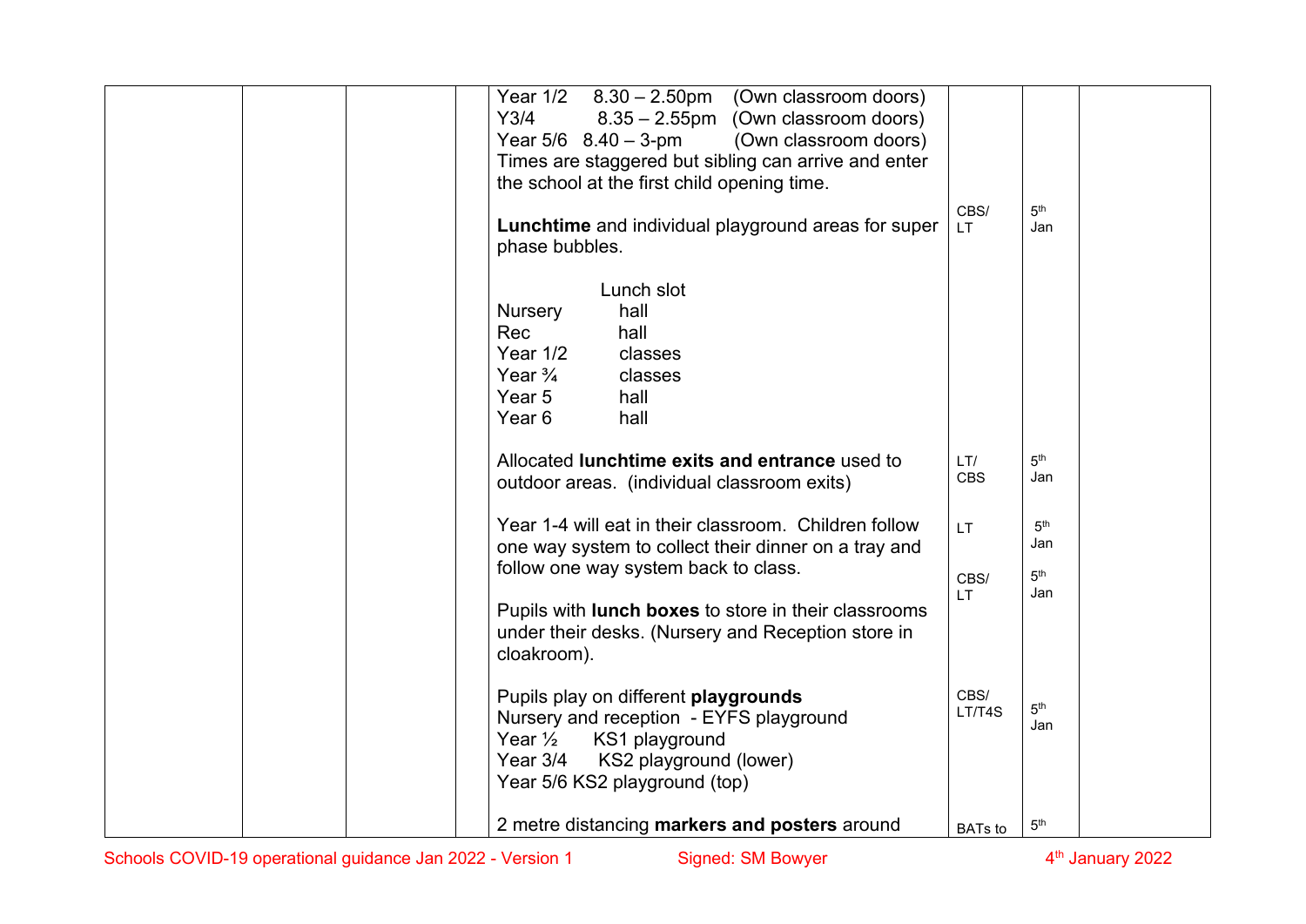| | | | | | | | |
|---|---|---|---|---|---|---|---|
| | | | | Year 1/2 8.30 – 2.50pm (Own classroom doors)<br>Y3/4 8.35 – 2.55pm (Own classroom doors)<br>Year 5/6 8.40 – 3-pm (Own classroom doors)<br>Times are staggered but sibling can arrive and enter the school at the first child opening time. | | | |
| | | | | **Lunchtime** and individual playground areas for super phase bubbles.<br><br>Lunch slot<br>Nursery hall<br>Rec hall<br>Year 1/2 classes<br>Year ¾ classes<br>Year 5 hall<br>Year 6 hall | CBS/ LT | 5th Jan | |
| | | | | Allocated **lunchtime exits and entrance** used to outdoor areas. (individual classroom exits) | LT/ CBS | 5th Jan | |
| | | | | Year 1-4 will eat in their classroom. Children follow one way system to collect their dinner on a tray and follow one way system back to class. | LT | 5th Jan | |
| | | | | Pupils with **lunch boxes** to store in their classrooms under their desks. (Nursery and Reception store in cloakroom). | CBS/ LT | 5th Jan | |
| | | | | Pupils play on different **playgrounds**<br>Nursery and reception - EYFS playground<br>Year ½ KS1 playground<br>Year 3/4 KS2 playground (lower)<br>Year 5/6 KS2 playground (top) | CBS/ LT/T4S | 5th Jan | |
| | | | | 2 metre distancing **markers and posters** around | BATs to | 5th | |

Schools COVID-19 operational guidance Jan 2022 - Version 1 Signed: SM Bowyer 4th January 2022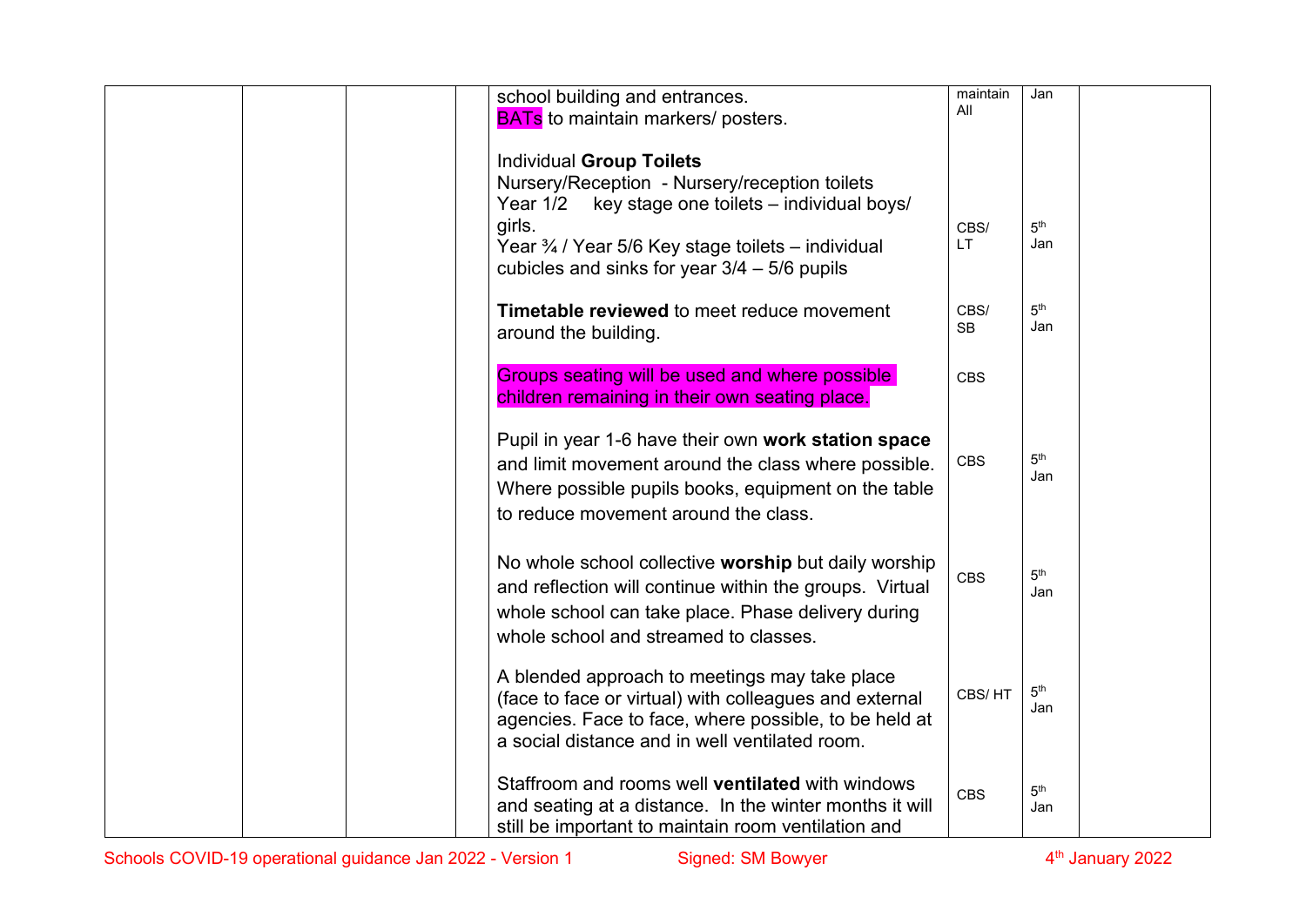| | | | | | | | |
|---|---|---|---|---|---|---|---|
| | | | | school building and entrances.<br>BATs to maintain markers/ posters.<br><br>Individual **Group Toilets**<br>Nursery/Reception - Nursery/reception toilets<br>Year 1/2 key stage one toilets – individual boys/ girls.<br>Year ¾ / Year 5/6 Key stage toilets – individual cubicles and sinks for year 3/4 – 5/6 pupils<br><br>**Timetable reviewed** to meet reduce movement around the building.<br><br>Groups seating will be used and where possible children remaining in their own seating place.<br><br>Pupil in year 1-6 have their own **work station space** and limit movement around the class where possible. Where possible pupils books, equipment on the table to reduce movement around the class.<br><br>No whole school collective **worship** but daily worship and reflection will continue within the groups. Virtual whole school can take place. Phase delivery during whole school and streamed to classes.<br><br>A blended approach to meetings may take place (face to face or virtual) with colleagues and external agencies. Face to face, where possible, to be held at a social distance and in well ventilated room.<br><br>Staffroom and rooms well **ventilated** with windows and seating at a distance. In the winter months it will still be important to maintain room ventilation and | maintain All<br><br><br>CBS/ LT<br><br><br>CBS/ SB<br><br>CBS<br><br>CBS<br><br><br>CBS<br><br><br>CBS/ HT<br><br><br>CBS | Jan<br><br><br>5th Jan<br><br><br>5th Jan<br><br><br><br>5th Jan<br><br><br>5th Jan<br><br><br>5th Jan<br><br><br>5th Jan | |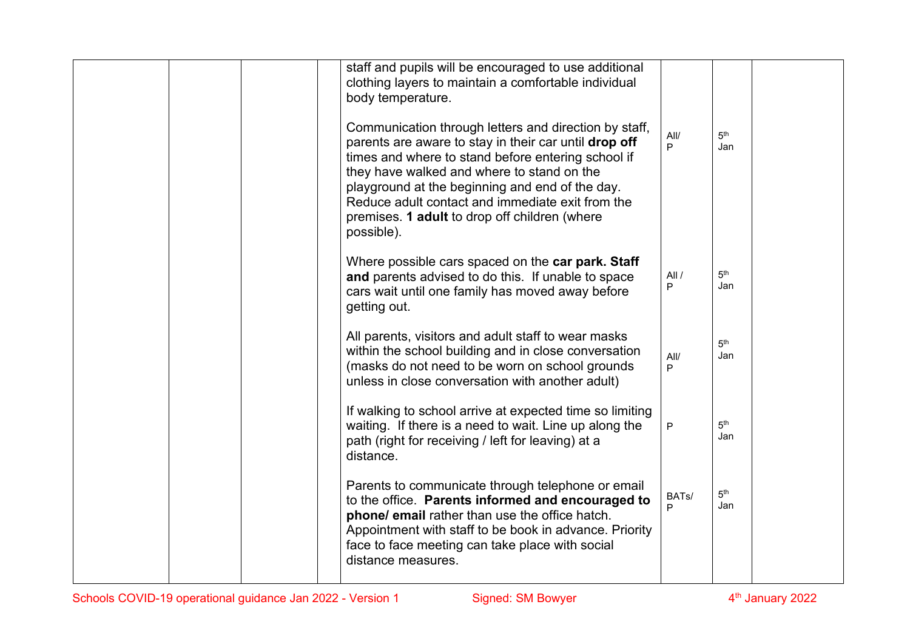| | | | | | | | |
|---|---|---|---|---|---|---|---|
| | | | | staff and pupils will be encouraged to use additional clothing layers to maintain a comfortable individual body temperature. | | | |
| | | | | Communication through letters and direction by staff, parents are aware to stay in their car until **drop off** times and where to stand before entering school if they have walked and where to stand on the playground at the beginning and end of the day. Reduce adult contact and immediate exit from the premises. **1 adult** to drop off children (where possible). | All/ P | 5th Jan | |
| | | | | Where possible cars spaced on the **car park. Staff and** parents advised to do this. If unable to space cars wait until one family has moved away before getting out. | All / P | 5th Jan | |
| | | | | All parents, visitors and adult staff to wear masks within the school building and in close conversation (masks do not need to be worn on school grounds unless in close conversation with another adult) | All/ P | 5th Jan | |
| | | | | If walking to school arrive at expected time so limiting waiting. If there is a need to wait. Line up along the path (right for receiving / left for leaving) at a distance. | P | 5th Jan | |
| | | | | Parents to communicate through telephone or email to the office. **Parents informed and encouraged to phone/ email** rather than use the office hatch. Appointment with staff to be book in advance. Priority face to face meeting can take place with social distance measures. | BATs/ P | 5th Jan | |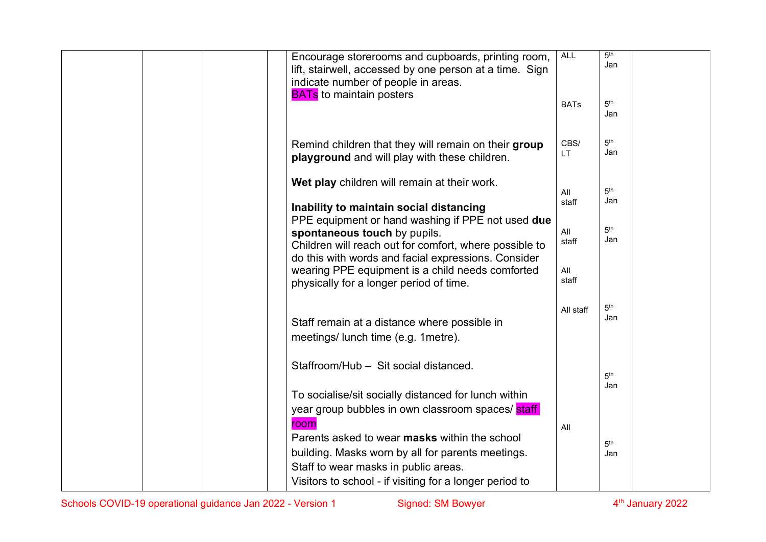| | | | | | | | |
|---|---|---|---|---|---|---|---|
| | | | | Encourage storerooms and cupboards, printing room, lift, stairwell, accessed by one person at a time. Sign indicate number of people in areas.<br>BATs to maintain posters | ALL<br><br>BATs | 5th Jan<br><br>5th Jan | |
| | | | | Remind children that they will remain on their **group playground** and will play with these children. | CBS/ LT | 5th Jan | |
| | | | | **Wet play** children will remain at their work. | All staff | 5th Jan | |
| | | | | **Inability to maintain social distancing**<br>PPE equipment or hand washing if PPE not used **due spontaneous touch** by pupils.<br>Children will reach out for comfort, where possible to do this with words and facial expressions. Consider wearing PPE equipment is a child needs comforted physically for a longer period of time. | All staff<br><br>All staff | 5th Jan | |
| | | | | Staff remain at a distance where possible in meetings/ lunch time (e.g. 1metre). | All staff | 5th Jan | |
| | | | | Staffroom/Hub – Sit social distanced.<br><br>To socialise/sit socially distanced for lunch within year group bubbles in own classroom spaces/ staff room | | 5th Jan | |
| | | | | Parents asked to wear **masks** within the school building. Masks worn by all for parents meetings.<br>Staff to wear masks in public areas.<br>Visitors to school - if visiting for a longer period to | All | 5th Jan | |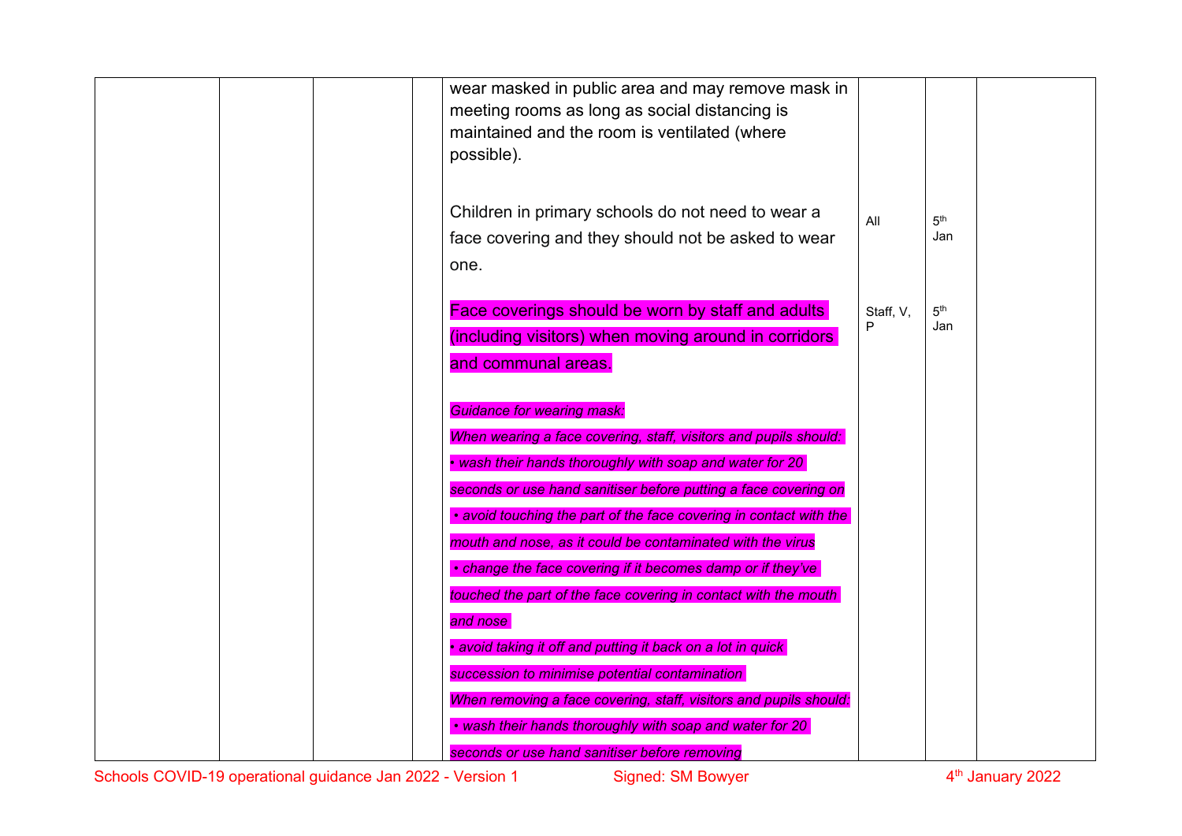| | | | | | | | |
|---|---|---|---|---|---|---|---|
| | | | | wear masked in public area and may remove mask in meeting rooms as long as social distancing is maintained and the room is ventilated (where possible).<br><br>Children in primary schools do not need to wear a face covering and they should not be asked to wear one.<br><br>Face coverings should be worn by staff and adults (including visitors) when moving around in corridors and communal areas.<br><br>*Guidance for wearing mask:*<br>*When wearing a face covering, staff, visitors and pupils should:*<br>*• wash their hands thoroughly with soap and water for 20 seconds or use hand sanitiser before putting a face covering on*<br>*• avoid touching the part of the face covering in contact with the mouth and nose, as it could be contaminated with the virus*<br>*• change the face covering if it becomes damp or if they've touched the part of the face covering in contact with the mouth and nose*<br>*• avoid taking it off and putting it back on a lot in quick succession to minimise potential contamination*<br>*When removing a face covering, staff, visitors and pupils should:*<br>*• wash their hands thoroughly with soap and water for 20 seconds or use hand sanitiser before removing* | All<br><br>Staff, V, P | 5th Jan<br><br>5th Jan | |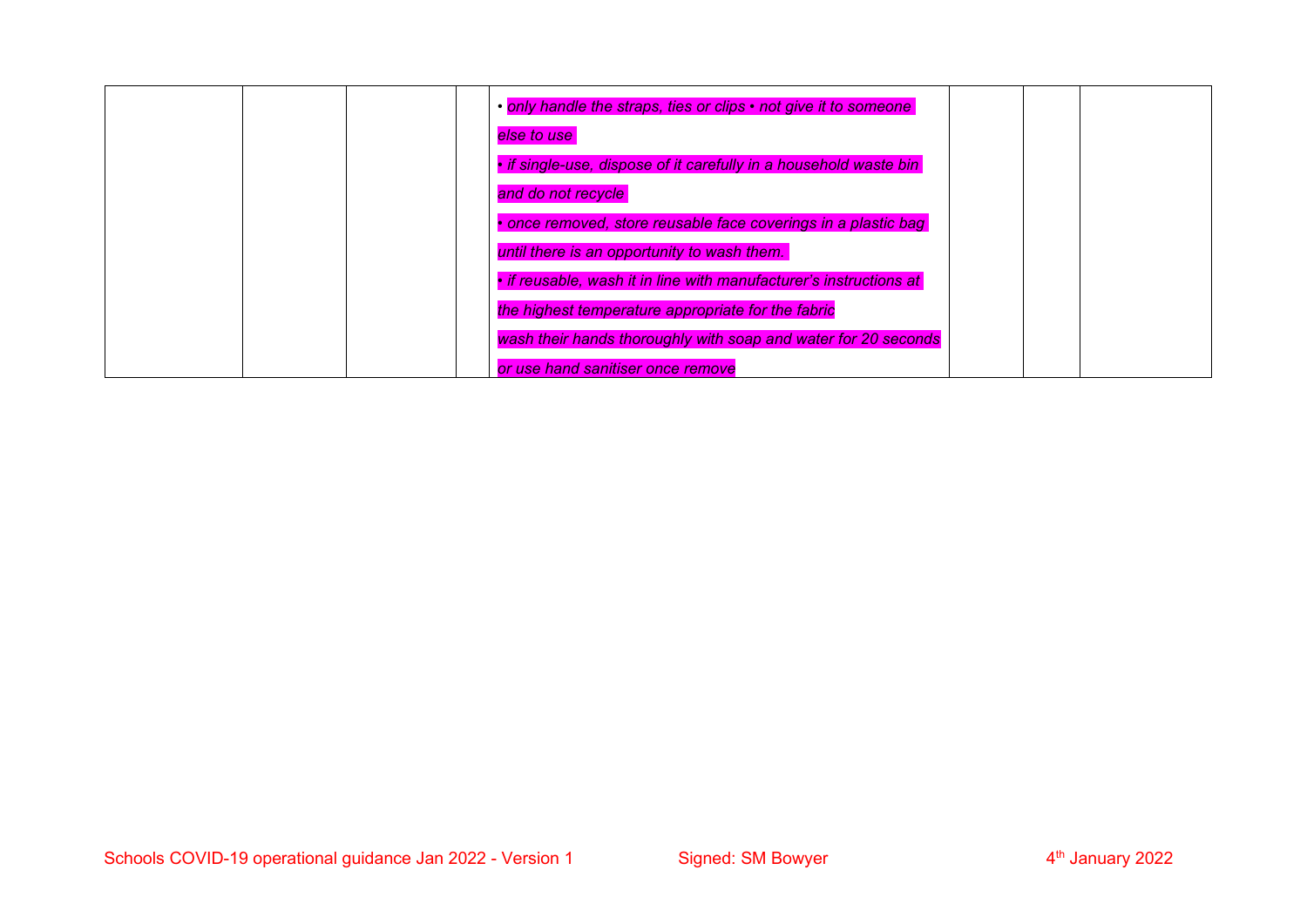| | | | | | | | |
|---|---|---|---|---|---|---|---|
| | | | | • *only handle the straps, ties or clips • not give it to someone else to use*<br>*• if single-use, dispose of it carefully in a household waste bin and do not recycle*<br>*• once removed, store reusable face coverings in a plastic bag until there is an opportunity to wash them.*<br>*• if reusable, wash it in line with manufacturer's instructions at the highest temperature appropriate for the fabric*<br>*wash their hands thoroughly with soap and water for 20 seconds or use hand sanitiser once remove* | | | |

Schools COVID-19 operational guidance Jan 2022 - Version 1    Signed: SM Bowyer    4th January 2022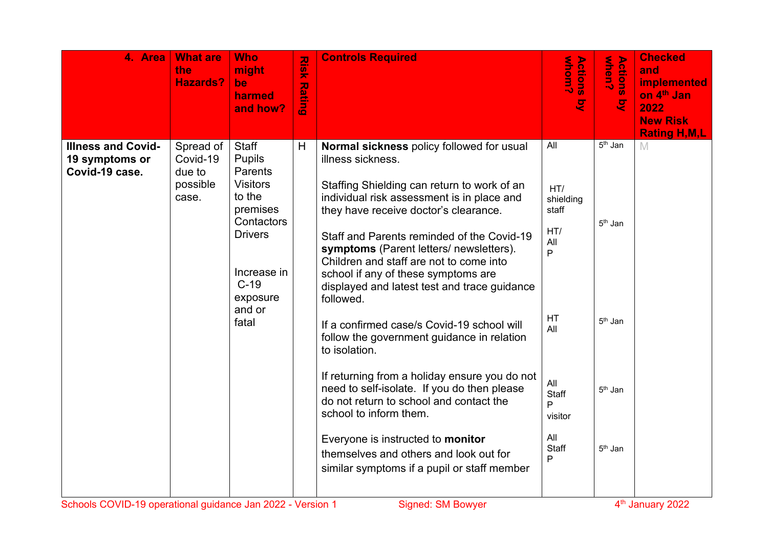| 4. Area | What are the Hazards? | Who might be harmed and how? | Risk Rating | Controls Required | Actions by whom? | Actions by when? | Checked and implemented on 4th Jan 2022 New Risk Rating H,M,L |
|---|---|---|---|---|---|---|---|
| **Illness and Covid-19 symptoms or Covid-19 case.** | Spread of Covid-19 due to possible case. | Staff<br>Pupils<br>Parents<br>Visitors to the premises<br>Contactors<br>Drivers<br><br>Increase in C-19 exposure and or fatal | H | **Normal sickness** policy followed for usual illness sickness.<br><br>Staffing Shielding can return to work of an individual risk assessment is in place and they have receive doctor's clearance.<br><br>Staff and Parents reminded of the Covid-19 **symptoms** (Parent letters/ newsletters). Children and staff are not to come into school if any of these symptoms are displayed and latest test and trace guidance followed.<br><br>If a confirmed case/s Covid-19 school will follow the government guidance in relation to isolation.<br><br>If returning from a holiday ensure you do not need to self-isolate. If you do then please do not return to school and contact the school to inform them.<br><br>Everyone is instructed to **monitor** themselves and others and look out for similar symptoms if a pupil or staff member | All<br><br>HT/ shielding staff<br><br>HT/ All P<br><br>HT All<br><br>All Staff P visitor<br><br>All Staff P | 5th Jan<br><br>5th Jan<br><br>5th Jan<br><br>5th Jan<br><br>5th Jan | M |

Schools COVID-19 operational guidance Jan 2022 - Version 1 Signed: SM Bowyer 4th January 2022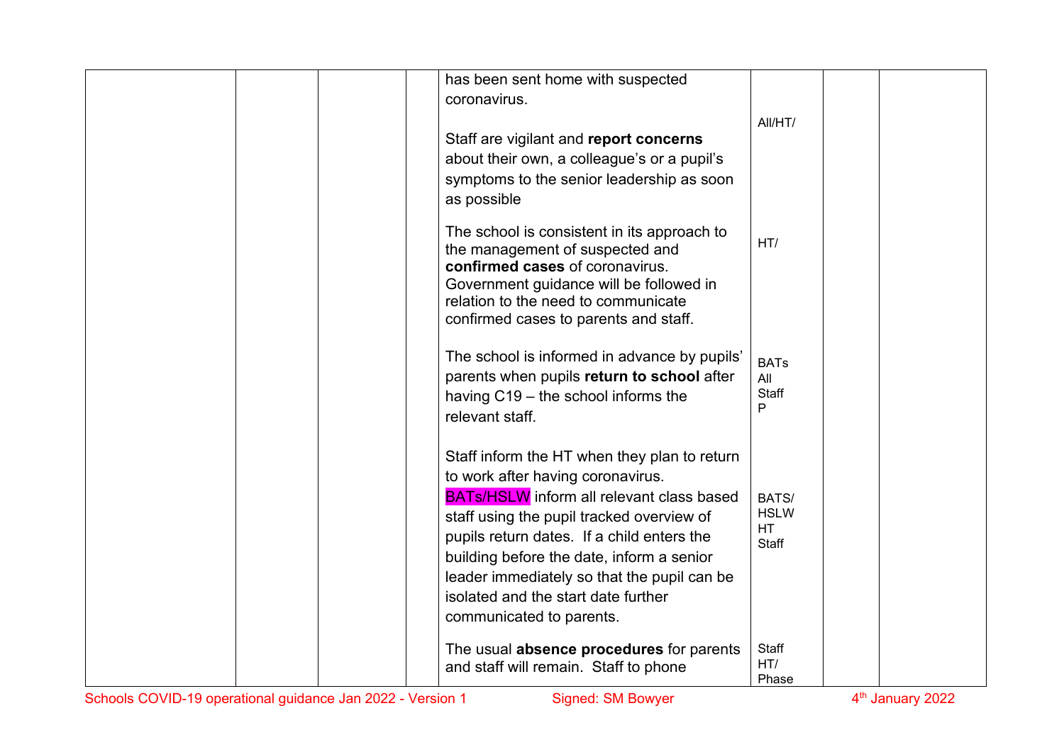| | | | | | | | |
|---|---|---|---|---|---|---|---|
| | | | | has been sent home with suspected coronavirus.<br><br>Staff are vigilant and **report concerns** about their own, a colleague's or a pupil's symptoms to the senior leadership as soon as possible<br><br>The school is consistent in its approach to the management of suspected and **confirmed cases** of coronavirus. Government guidance will be followed in relation to the need to communicate confirmed cases to parents and staff.<br><br>The school is informed in advance by pupils' parents when pupils **return to school** after having C19 – the school informs the relevant staff.<br><br>Staff inform the HT when they plan to return to work after having coronavirus. BATs/HSLW inform all relevant class based staff using the pupil tracked overview of pupils return dates. If a child enters the building before the date, inform a senior leader immediately so that the pupil can be isolated and the start date further communicated to parents.<br><br>The usual **absence procedures** for parents and staff will remain. Staff to phone | All/HT/<br><br>HT/<br><br>BATs All Staff P<br><br>BATS/ HSLW HT Staff<br><br>Staff HT/ Phase | | |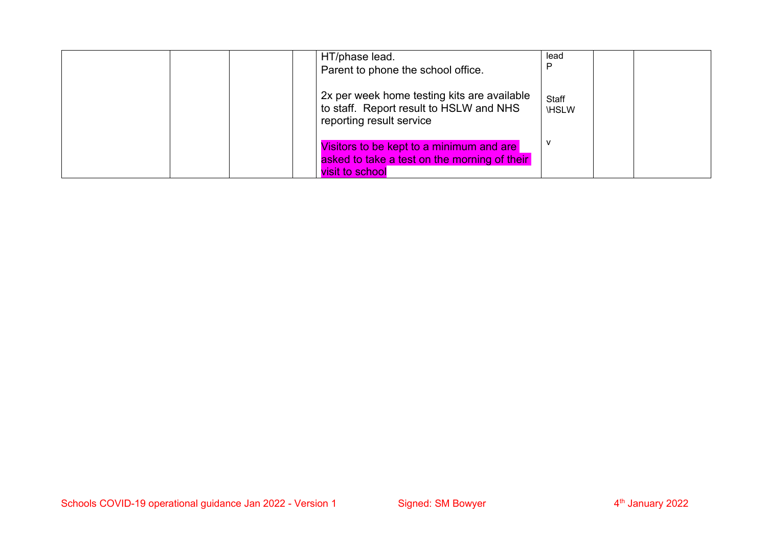| | | | | | | | |
|---|---|---|---|---|---|---|---|
| | | | | HT/phase lead.<br>Parent to phone the school office.<br><br>2x per week home testing kits are available to staff. Report result to HSLW and NHS reporting result service<br><br>Visitors to be kept to a minimum and are asked to take a test on the morning of their visit to school | lead<br>P<br><br>Staff<br>\HSLW<br><br>V | | |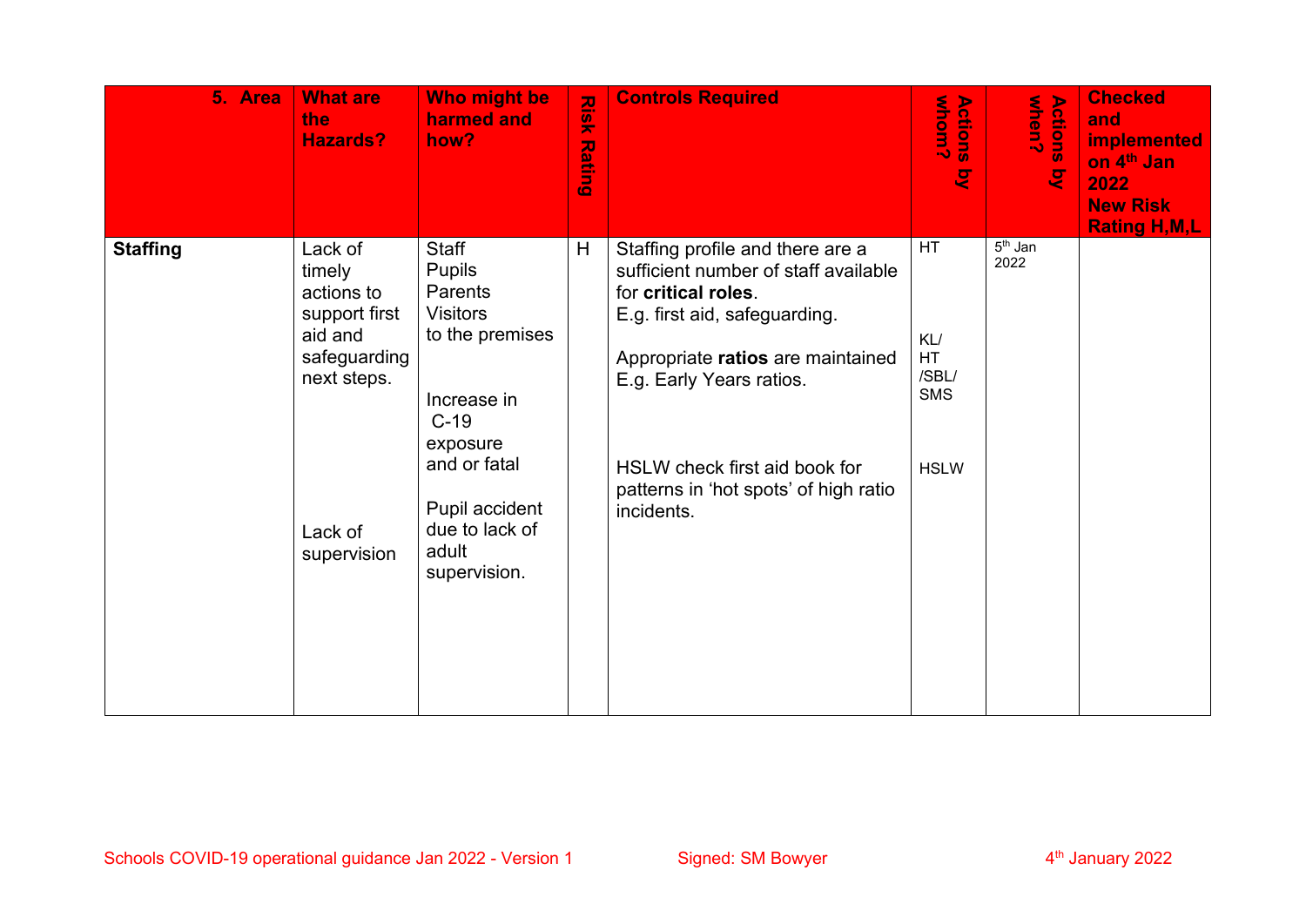| 5. Area | What are the Hazards? | Who might be harmed and how? | Risk Rating | Controls Required | Actions by whom? | Actions by when? | Checked and implemented on 4th Jan 2022 New Risk Rating H,M,L |
|---|---|---|---|---|---|---|---|
| **Staffing** | Lack of timely actions to support first aid and safeguarding next steps.<br><br>Lack of supervision | Staff<br>Pupils<br>Parents<br>Visitors to the premises<br><br>Increase in C-19 exposure and or fatal<br><br>Pupil accident due to lack of adult supervision. | H | Staffing profile and there are a sufficient number of staff available for **critical roles**.<br>E.g. first aid, safeguarding.<br><br>Appropriate **ratios** are maintained E.g. Early Years ratios.<br><br>HSLW check first aid book for patterns in 'hot spots' of high ratio incidents. | HT<br><br>KL/ HT /SBL/ SMS<br><br>HSLW | 5th Jan 2022 | |

Schools COVID-19 operational guidance Jan 2022 - Version 1 Signed: SM Bowyer 4th January 2022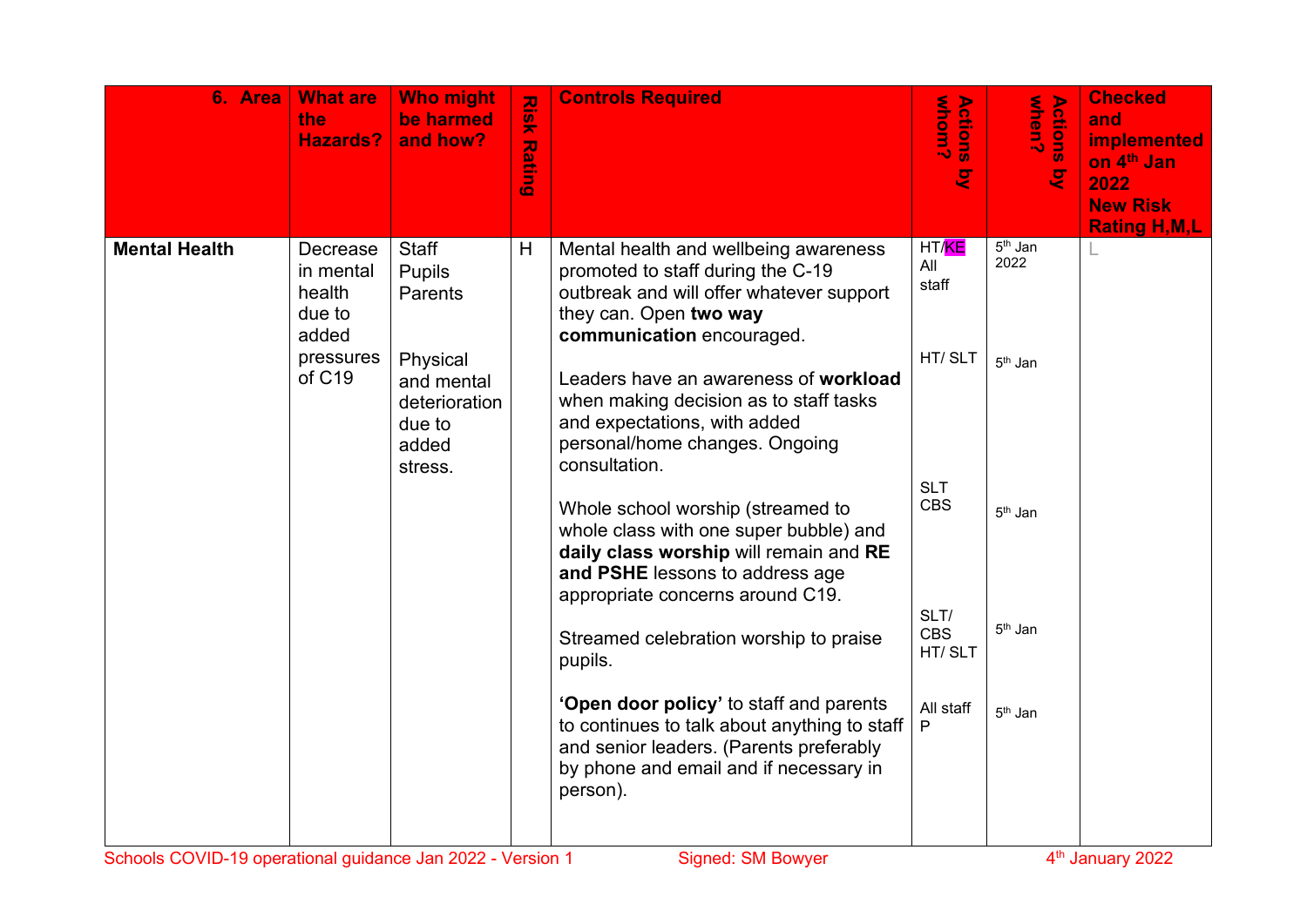| 6. Area | What are the Hazards? | Who might be harmed and how? | Risk Rating | Controls Required | Actions by whom? | Actions by when? | Checked and implemented on 4th Jan 2022 New Risk Rating H,M,L |
|---|---|---|---|---|---|---|---|
| **Mental Health** | Decrease in mental health due to added pressures of C19 | Staff<br>Pupils<br>Parents<br><br>Physical and mental deterioration due to added stress. | H | Mental health and wellbeing awareness promoted to staff during the C-19 outbreak and will offer whatever support they can. Open **two way communication** encouraged.<br><br>Leaders have an awareness of **workload** when making decision as to staff tasks and expectations, with added personal/home changes. Ongoing consultation.<br><br>Whole school worship (streamed to whole class with one super bubble) and **daily class worship** will remain and **RE and PSHE** lessons to address age appropriate concerns around C19.<br><br>Streamed celebration worship to praise pupils.<br><br>**'Open door policy'** to staff and parents to continues to talk about anything to staff and senior leaders. (Parents preferably by phone and email and if necessary in person). | HT/KE<br>All staff<br><br>HT/ SLT<br><br>SLT<br>CBS<br><br>SLT/<br>CBS<br>HT/ SLT<br><br>All staff<br>P | 5th Jan 2022<br><br>5th Jan<br><br>5th Jan<br><br>5th Jan<br><br>5th Jan | L |

Schools COVID-19 operational guidance Jan 2022 - Version 1 Signed: SM Bowyer 4th January 2022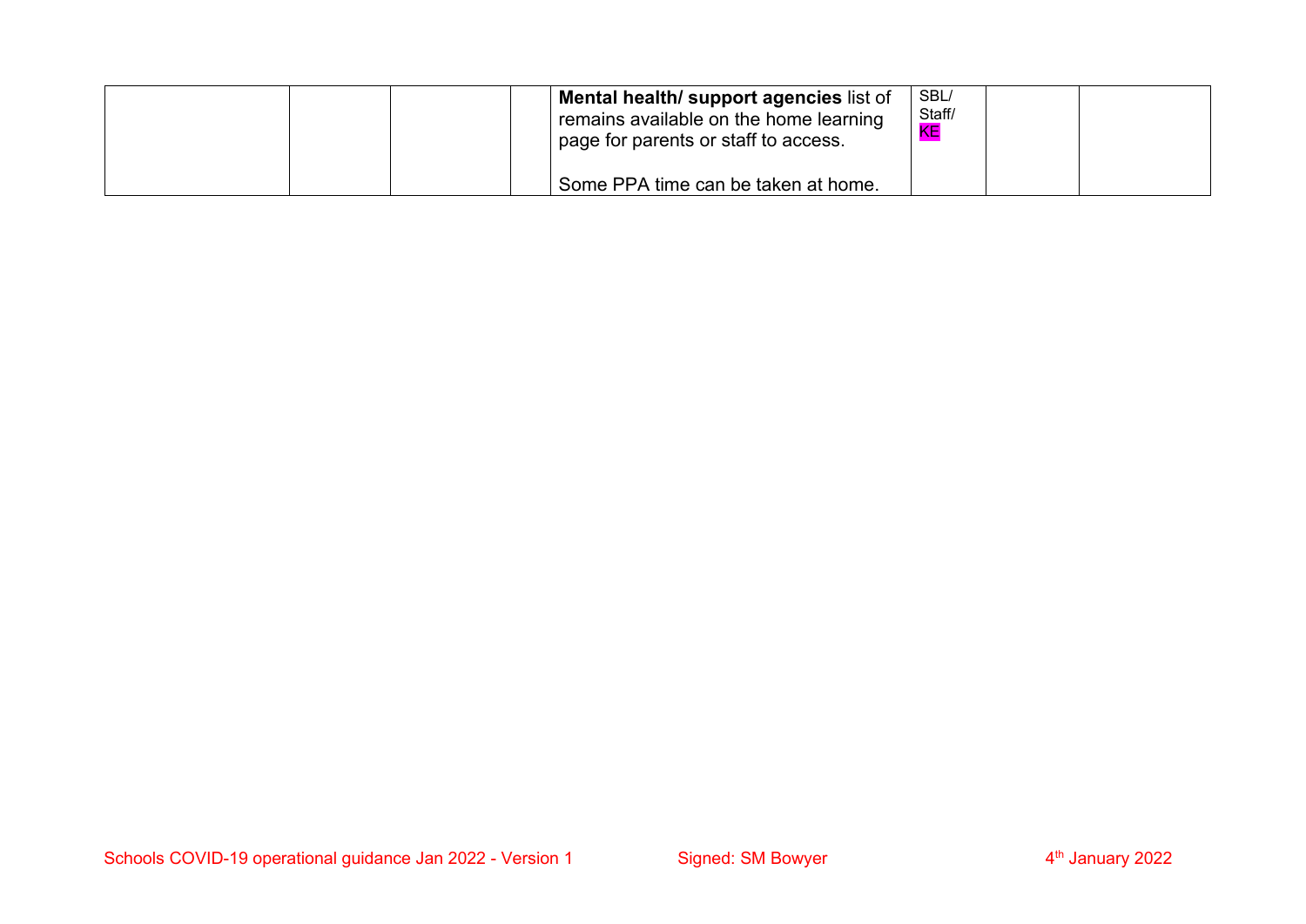| | | | | | | | |
|---|---|---|---|---|---|---|---|
| | | | | **Mental health/ support agencies** list of remains available on the home learning page for parents or staff to access.<br><br>Some PPA time can be taken at home. | SBL/ Staff/ KE | | |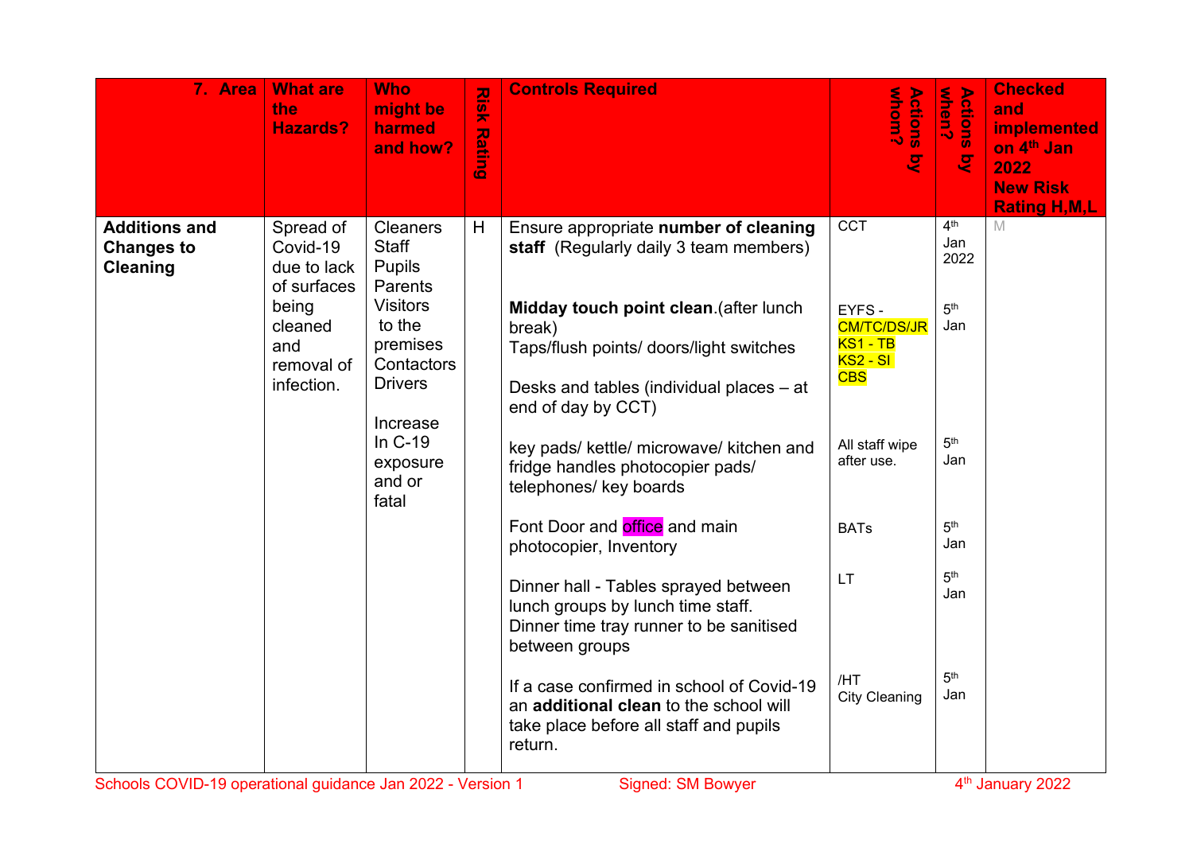| 7. Area | What are the Hazards? | Who might be harmed and how? | Risk Rating | Controls Required | Actions by whom? | Actions by when? | Checked and implemented on 4th Jan 2022 New Risk Rating H,M,L |
|---|---|---|---|---|---|---|---|
| **Additions and Changes to Cleaning** | Spread of Covid-19 due to lack of surfaces being cleaned and removal of infection. | Cleaners Staff Pupils Parents Visitors to the premises Contactors Drivers<br><br>Increase In C-19 exposure and or fatal | H | Ensure appropriate **number of cleaning staff** (Regularly daily 3 team members) | CCT | 4th Jan 2022 | M |
| | | | | **Midday touch point clean**.(after lunch break)<br>Taps/flush points/ doors/light switches<br><br>Desks and tables (individual places – at end of day by CCT) | EYFS - CM/TC/DS/JR<br>KS1 - TB<br>KS2 - SI<br>CBS | 5th Jan | |
| | | | | key pads/ kettle/ microwave/ kitchen and fridge handles photocopier pads/ telephones/ key boards | All staff wipe after use. | 5th Jan | |
| | | | | Font Door and office and main photocopier, Inventory | BATs | 5th Jan | |
| | | | | Dinner hall - Tables sprayed between lunch groups by lunch time staff.<br>Dinner time tray runner to be sanitised between groups | LT | 5th Jan | |
| | | | | If a case confirmed in school of Covid-19 an **additional clean** to the school will take place before all staff and pupils return. | /HT<br>City Cleaning | 5th Jan | |

Schools COVID-19 operational guidance Jan 2022 - Version 1 Signed: SM Bowyer 4th January 2022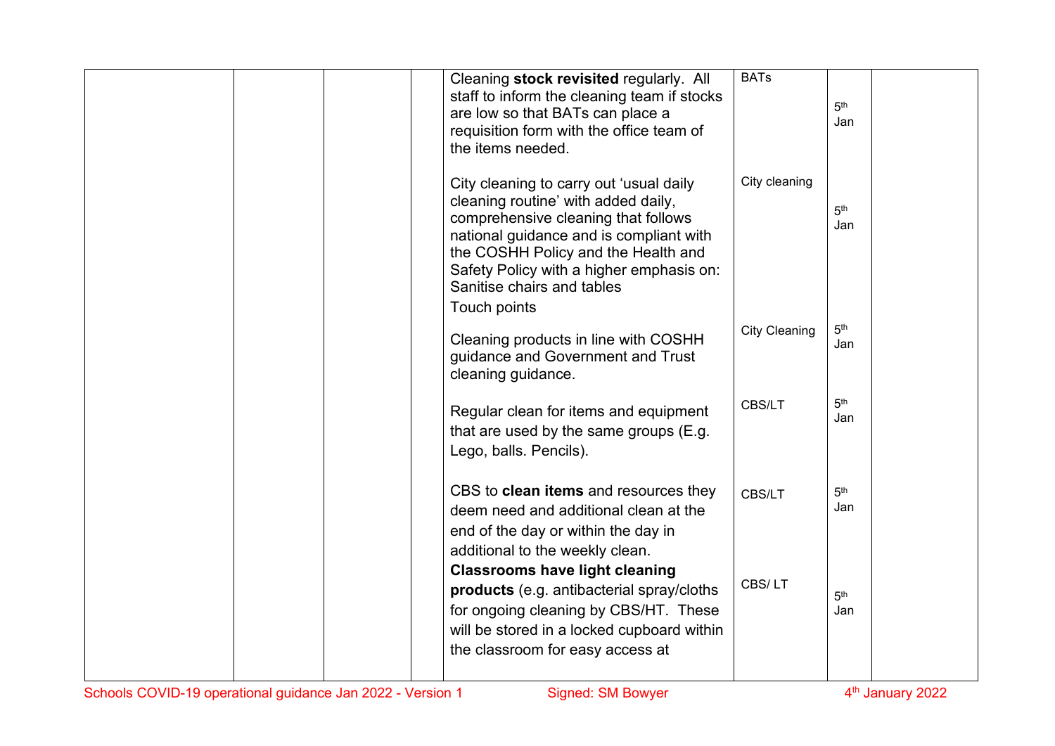| | | | | | | | |
|---|---|---|---|---|---|---|---|
| | | | | Cleaning **stock revisited** regularly. All staff to inform the cleaning team if stocks are low so that BATs can place a requisition form with the office team of the items needed.<br><br>City cleaning to carry out 'usual daily cleaning routine' with added daily, comprehensive cleaning that follows national guidance and is compliant with the COSHH Policy and the Health and Safety Policy with a higher emphasis on:<br>Sanitise chairs and tables<br>Touch points<br><br>Cleaning products in line with COSHH guidance and Government and Trust cleaning guidance.<br><br>Regular clean for items and equipment that are used by the same groups (E.g. Lego, balls. Pencils).<br><br>CBS to **clean items** and resources they deem need and additional clean at the end of the day or within the day in additional to the weekly clean.<br>**Classrooms have light cleaning products** (e.g. antibacterial spray/cloths for ongoing cleaning by CBS/HT. These will be stored in a locked cupboard within the classroom for easy access at | BATs<br><br>City cleaning<br><br>City Cleaning<br><br>CBS/LT<br><br>CBS/LT<br><br>CBS/ LT | 5th Jan<br><br>5th Jan<br><br>5th Jan<br><br>5th Jan<br><br>5th Jan<br><br>5th Jan | |

Schools COVID-19 operational guidance Jan 2022 - Version 1 Signed: SM Bowyer 4th January 2022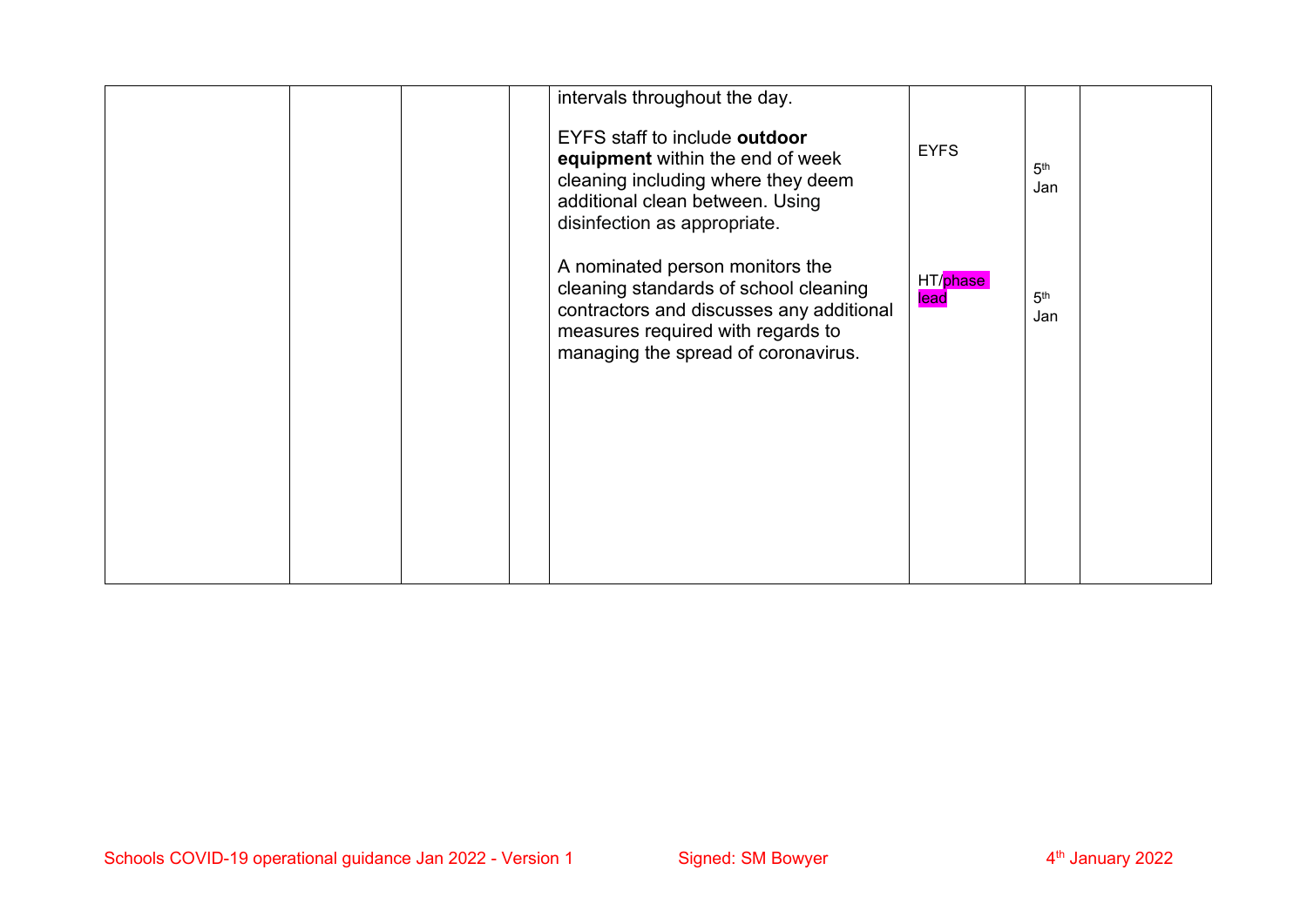| | | | | | | | |
|---|---|---|---|---|---|---|---|
| | | | | intervals throughout the day.<br><br>EYFS staff to include **outdoor equipment** within the end of week cleaning including where they deem additional clean between. Using disinfection as appropriate.<br><br>A nominated person monitors the cleaning standards of school cleaning contractors and discusses any additional measures required with regards to managing the spread of coronavirus. | EYFS<br><br>HT/phase lead | 5th Jan<br><br>5th Jan | |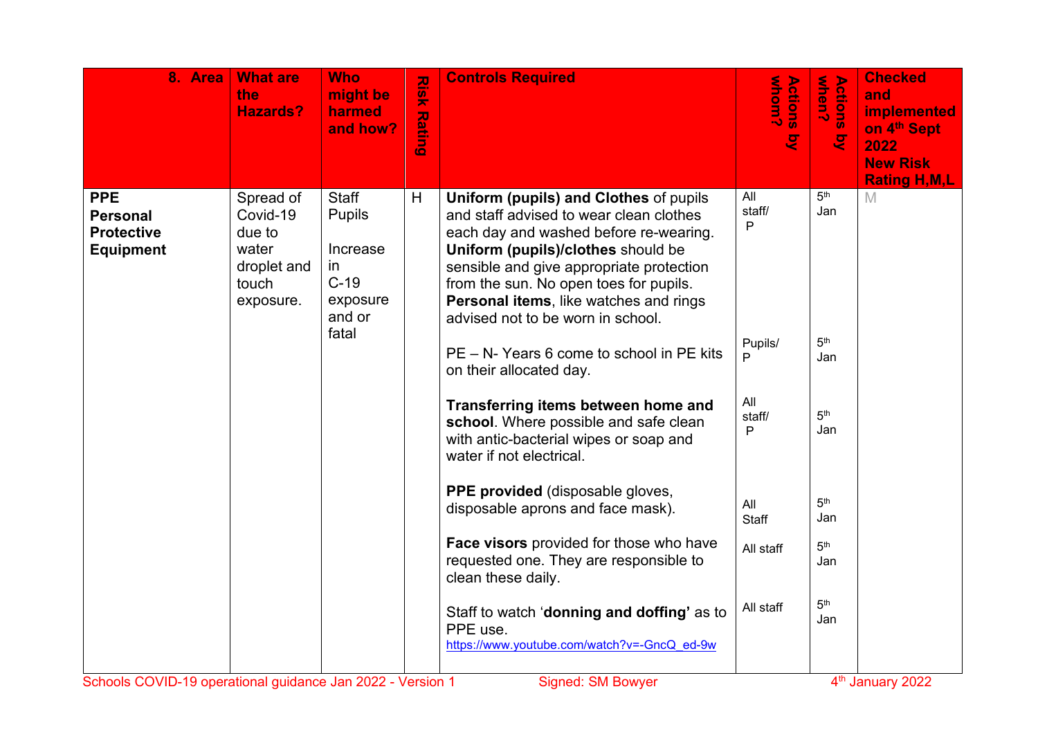| 8. Area | What are the Hazards? | Who might be harmed and how? | Risk Rating | Controls Required | Actions by whom? | Actions by when? | Checked and implemented on 4th Sept 2022 New Risk Rating H,M,L |
|---|---|---|---|---|---|---|---|
| **PPE Personal Protective Equipment** | Spread of Covid-19 due to water droplet and touch exposure. | Staff Pupils<br><br>Increase in C-19 exposure and or fatal | H | **Uniform (pupils) and Clothes** of pupils and staff advised to wear clean clothes each day and washed before re-wearing. **Uniform (pupils)/clothes** should be sensible and give appropriate protection from the sun. No open toes for pupils. **Personal items**, like watches and rings advised not to be worn in school. | All staff/ P | 5th Jan | M |
| | | | | PE – N- Years 6 come to school in PE kits on their allocated day. | Pupils/ P | 5th Jan | |
| | | | | **Transferring items between home and school**. Where possible and safe clean with antic-bacterial wipes or soap and water if not electrical. | All staff/ P | 5th Jan | |
| | | | | **PPE provided** (disposable gloves, disposable aprons and face mask). | All Staff | 5th Jan | |
| | | | | **Face visors** provided for those who have requested one. They are responsible to clean these daily. | All staff | 5th Jan | |
| | | | | Staff to watch '**donning and doffing'** as to PPE use. https://www.youtube.com/watch?v=-GncQ_ed-9w | All staff | 5th Jan | |

Schools COVID-19 operational guidance Jan 2022 - Version 1 Signed: SM Bowyer 4th January 2022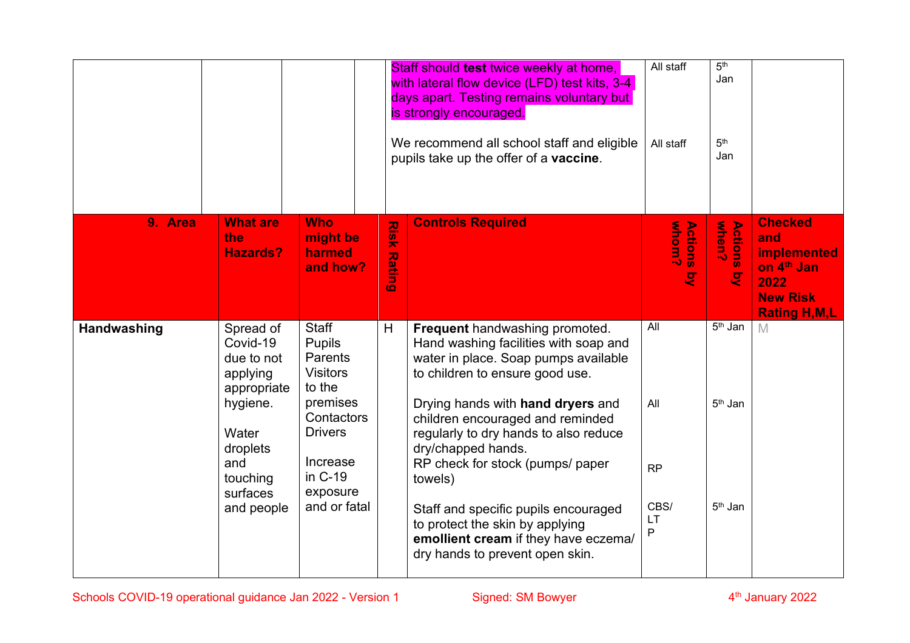| | | | | | | | |
|---|---|---|---|---|---|---|---|
| | | | | Staff should **test** twice weekly at home, with lateral flow device (LFD) test kits, 3-4 days apart. Testing remains voluntary but is strongly encouraged.<br><br>We recommend all school staff and eligible pupils take up the offer of a **vaccine**. | All staff<br><br>All staff | 5th Jan<br><br>5th Jan | |

| **9. Area** | **What are the Hazards?** | **Who might be harmed and how?** | **Risk Rating** | **Controls Required** | **Actions by whom?** | **Actions by when?** | **Checked and implemented on 4th Jan 2022 New Risk Rating H,M,L** |
|---|---|---|---|---|---|---|---|
| **Handwashing** | Spread of Covid-19 due to not applying appropriate hygiene.<br><br>Water droplets and touching surfaces and people | Staff<br>Pupils<br>Parents<br>Visitors to the premises<br>Contactors<br>Drivers<br><br>Increase in C-19 exposure and or fatal | H | **Frequent** handwashing promoted. Hand washing facilities with soap and water in place. Soap pumps available to children to ensure good use.<br><br>Drying hands with **hand dryers** and children encouraged and reminded regularly to dry hands to also reduce dry/chapped hands.<br>RP check for stock (pumps/ paper towels)<br><br>Staff and specific pupils encouraged to protect the skin by applying **emollient cream** if they have eczema/ dry hands to prevent open skin. | All<br><br>All<br><br>RP<br><br>CBS/ LT P | 5th Jan<br><br>5th Jan<br><br><br><br>5th Jan | M |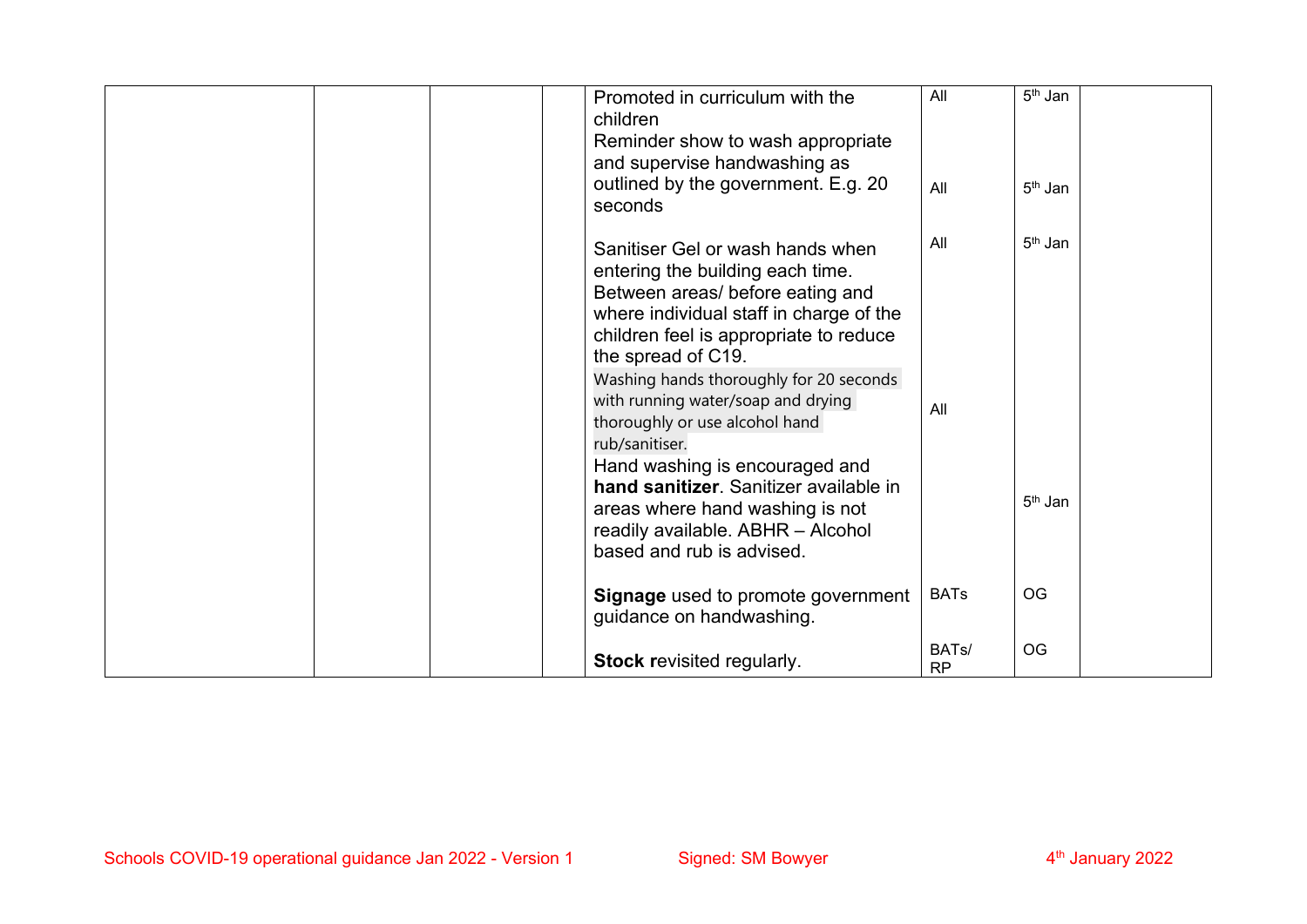| | | | | | | | |
|---|---|---|---|---|---|---|---|
| | | | | Promoted in curriculum with the children<br>Reminder show to wash appropriate and supervise handwashing as outlined by the government. E.g. 20 seconds | All<br><br>All | 5th Jan<br><br>5th Jan | |
| | | | | Sanitiser Gel or wash hands when entering the building each time. Between areas/ before eating and where individual staff in charge of the children feel is appropriate to reduce the spread of C19.<br>Washing hands thoroughly for 20 seconds with running water/soap and drying thoroughly or use alcohol hand rub/sanitiser.<br>Hand washing is encouraged and **hand sanitizer**. Sanitizer available in areas where hand washing is not readily available. ABHR – Alcohol based and rub is advised. | All<br><br>All | 5th Jan<br><br>5th Jan | |
| | | | | **Signage** used to promote government guidance on handwashing. | BATs | OG | |
| | | | | **Stock r**evisited regularly. | BATs/ RP | OG | |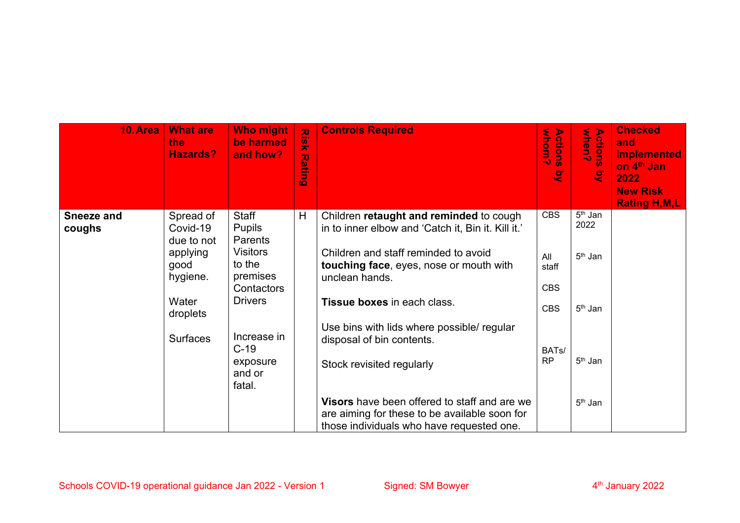| 10. Area | What are the Hazards? | Who might be harmed and how? | Risk Rating | Controls Required | Actions by whom? | Actions by when? | Checked and implemented on 4th Jan 2022 New Risk Rating H,M,L |
|---|---|---|---|---|---|---|---|
| **Sneeze and coughs** | Spread of Covid-19 due to not applying good hygiene.<br><br>Water droplets<br><br>Surfaces | Staff<br>Pupils<br>Parents<br>Visitors to the premises<br>Contactors<br>Drivers<br><br>Increase in C-19 exposure and or fatal. | H | Children **retaught and reminded** to cough in to inner elbow and 'Catch it, Bin it. Kill it.'<br><br>Children and staff reminded to avoid **touching face**, eyes, nose or mouth with unclean hands.<br><br>**Tissue boxes** in each class.<br><br>Use bins with lids where possible/ regular disposal of bin contents.<br><br>Stock revisited regularly<br><br>**Visors** have been offered to staff and are we are aiming for these to be available soon for those individuals who have requested one. | CBS<br><br>All staff<br><br>CBS<br><br>CBS<br><br>BATs/ RP | 5th Jan 2022<br><br>5th Jan<br><br>5th Jan<br><br>5th Jan<br><br>5th Jan | |

Schools COVID-19 operational guidance Jan 2022 - Version 1 Signed: SM Bowyer 4th January 2022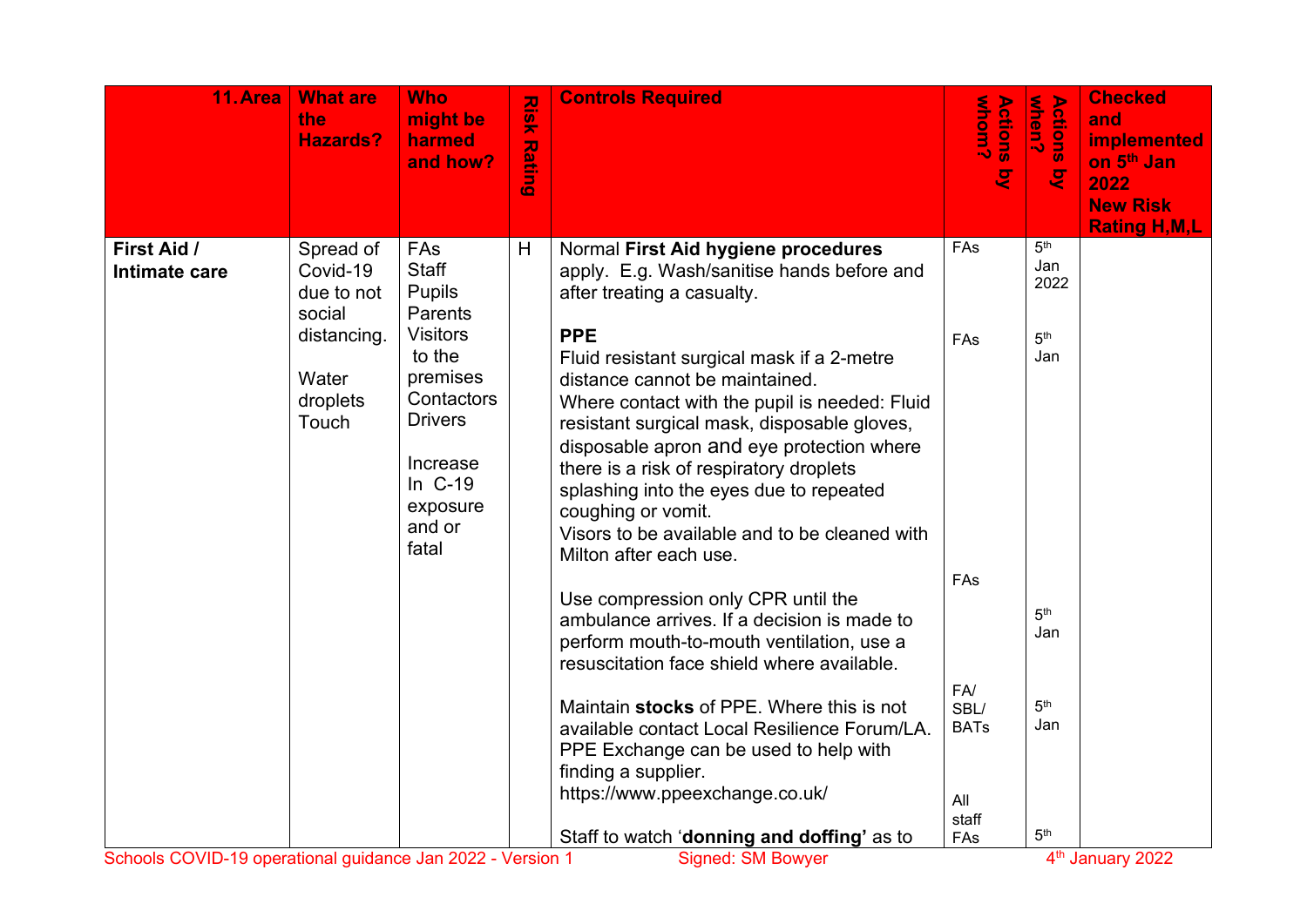| 11. Area | What are the Hazards? | Who might be harmed and how? | Risk Rating | Controls Required | Actions by whom? | Actions by when? | Checked and implemented on 5th Jan 2022 New Risk Rating H,M,L |
|---|---|---|---|---|---|---|---|
| **First Aid / Intimate care** | Spread of Covid-19 due to not social distancing.<br><br>Water droplets Touch | FAs Staff Pupils Parents Visitors to the premises Contactors Drivers<br><br>Increase In C-19 exposure and or fatal | H | Normal **First Aid hygiene procedures** apply. E.g. Wash/sanitise hands before and after treating a casualty.<br><br>**PPE**<br>Fluid resistant surgical mask if a 2-metre distance cannot be maintained.<br>Where contact with the pupil is needed: Fluid resistant surgical mask, disposable gloves, disposable apron and eye protection where there is a risk of respiratory droplets splashing into the eyes due to repeated coughing or vomit.<br>Visors to be available and to be cleaned with Milton after each use.<br><br>Use compression only CPR until the ambulance arrives. If a decision is made to perform mouth-to-mouth ventilation, use a resuscitation face shield where available.<br><br>Maintain **stocks** of PPE. Where this is not available contact Local Resilience Forum/LA. PPE Exchange can be used to help with finding a supplier.<br>https://www.ppeexchange.co.uk/<br><br>Staff to watch '**donning and doffing'** as to | FAs<br><br>FAs<br><br>FAs<br><br>FA/ SBL/ BATs<br><br>All staff FAs | 5th Jan 2022<br><br>5th Jan<br><br>5th Jan<br><br>5th Jan<br><br>5th | |

Schools COVID-19 operational guidance Jan 2022 - Version 1 Signed: SM Bowyer 4th January 2022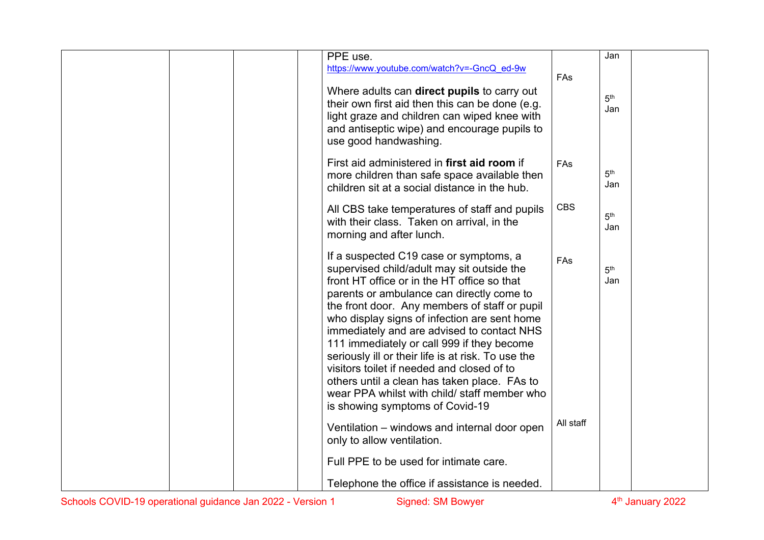| | | | | | | | |
|---|---|---|---|---|---|---|---|
| | | | | PPE use.<br>https://www.youtube.com/watch?v=-GncQ_ed-9w<br><br>Where adults can **direct pupils** to carry out their own first aid then this can be done (e.g. light graze and children can wiped knee with and antiseptic wipe) and encourage pupils to use good handwashing.<br><br>First aid administered in **first aid room** if more children than safe space available then children sit at a social distance in the hub.<br><br>All CBS take temperatures of staff and pupils with their class. Taken on arrival, in the morning and after lunch.<br><br>If a suspected C19 case or symptoms, a supervised child/adult may sit outside the front HT office or in the HT office so that parents or ambulance can directly come to the front door. Any members of staff or pupil who display signs of infection are sent home immediately and are advised to contact NHS 111 immediately or call 999 if they become seriously ill or their life is at risk. To use the visitors toilet if needed and closed of to others until a clean has taken place. FAs to wear PPA whilst with child/ staff member who is showing symptoms of Covid-19<br><br>Ventilation – windows and internal door open only to allow ventilation.<br><br>Full PPE to be used for intimate care.<br><br>Telephone the office if assistance is needed. | FAs<br><br>FAs<br><br>CBS<br><br>FAs<br><br>All staff | Jan<br><br>5th Jan<br><br>5th Jan<br><br>5th Jan<br><br>5th Jan | |

Schools COVID-19 operational guidance Jan 2022 - Version 1 Signed: SM Bowyer 4th January 2022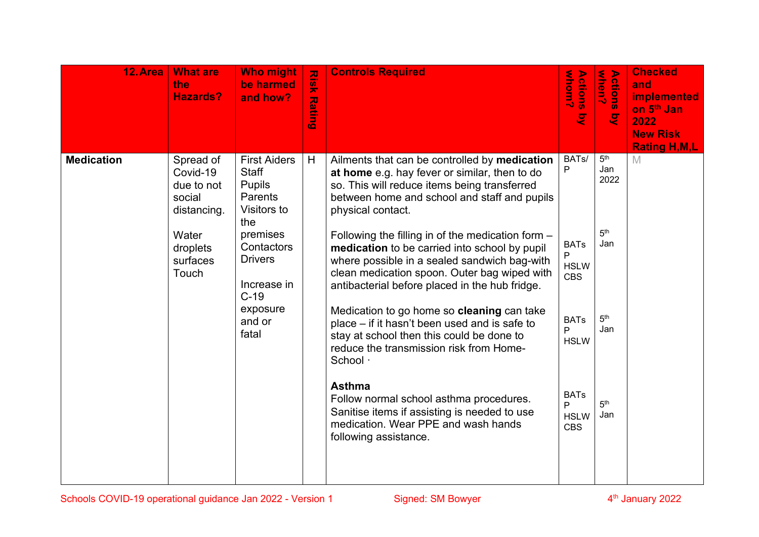| 12. Area | What are the Hazards? | Who might be harmed and how? | Risk Rating | Controls Required | Actions by whom? | Actions by when? | Checked and implemented on 5th Jan 2022 New Risk Rating H,M,L |
|---|---|---|---|---|---|---|---|
| **Medication** | Spread of Covid-19 due to not social distancing.<br><br>Water droplets surfaces Touch | First Aiders Staff Pupils Parents Visitors to the premises Contactors Drivers<br><br>Increase in C-19 exposure and or fatal | H | Ailments that can be controlled by **medication at home** e.g. hay fever or similar, then to do so. This will reduce items being transferred between home and school and staff and pupils physical contact.<br><br>Following the filling in of the medication form – **medication** to be carried into school by pupil where possible in a sealed sandwich bag-with clean medication spoon. Outer bag wiped with antibacterial before placed in the hub fridge.<br><br>Medication to go home so **cleaning** can take place – if it hasn't been used and is safe to stay at school then this could be done to reduce the transmission risk from Home-School ·<br><br>**Asthma**<br>Follow normal school asthma procedures. Sanitise items if assisting is needed to use medication. Wear PPE and wash hands following assistance. | BATs/ P<br><br>BATs P HSLW CBS<br><br>BATs P HSLW<br><br>BATs P HSLW CBS | 5th Jan 2022<br><br>5th Jan<br><br>5th Jan<br><br>5th Jan | M |

Schools COVID-19 operational guidance Jan 2022 - Version 1 Signed: SM Bowyer 4th January 2022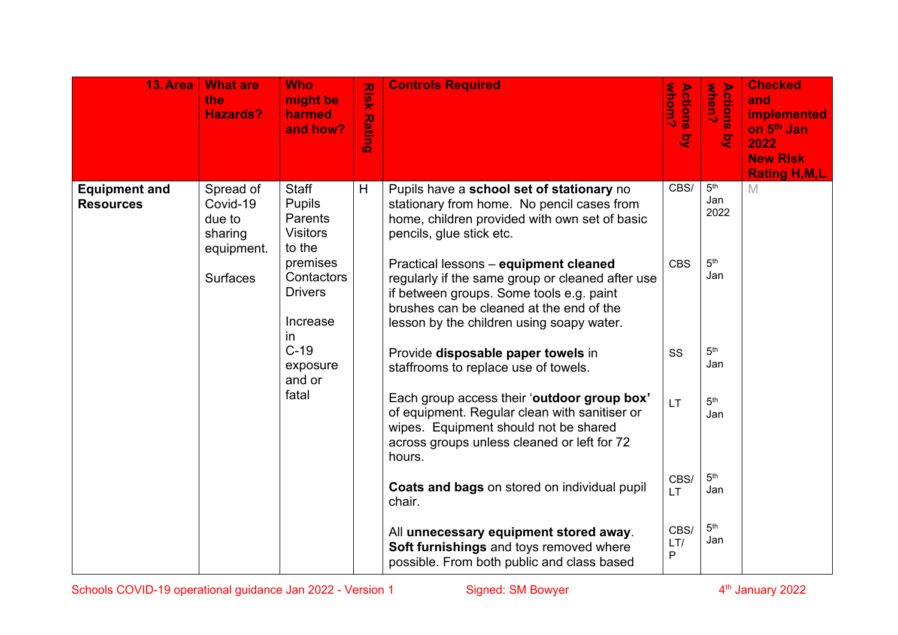| 13. Area | What are the Hazards? | Who might be harmed and how? | Risk Rating | Controls Required | Actions by whom? | Actions by when? | Checked and implemented on 5th Jan 2022 New Risk Rating H,M,L |
|---|---|---|---|---|---|---|---|
| **Equipment and Resources** | Spread of Covid-19 due to sharing equipment.<br><br>Surfaces | Staff Pupils Parents Visitors to the premises Contactors Drivers<br><br>Increase in C-19 exposure and or fatal | H | Pupils have a **school set of stationary** no stationary from home. No pencil cases from home, children provided with own set of basic pencils, glue stick etc. | CBS/ | 5th Jan 2022 | M |
| | | | | Practical lessons – **equipment cleaned** regularly if the same group or cleaned after use if between groups. Some tools e.g. paint brushes can be cleaned at the end of the lesson by the children using soapy water. | CBS | 5th Jan | |
| | | | | Provide **disposable paper towels** in staffrooms to replace use of towels. | SS | 5th Jan | |
| | | | | Each group access their '**outdoor group box'** of equipment. Regular clean with sanitiser or wipes. Equipment should not be shared across groups unless cleaned or left for 72 hours. | LT | 5th Jan | |
| | | | | **Coats and bags** on stored on individual pupil chair. | CBS/ LT | 5th Jan | |
| | | | | All **unnecessary equipment stored away**. **Soft furnishings** and toys removed where possible. From both public and class based | CBS/ LT/ P | 5th Jan | |

Schools COVID-19 operational guidance Jan 2022 - Version 1 Signed: SM Bowyer 4th January 2022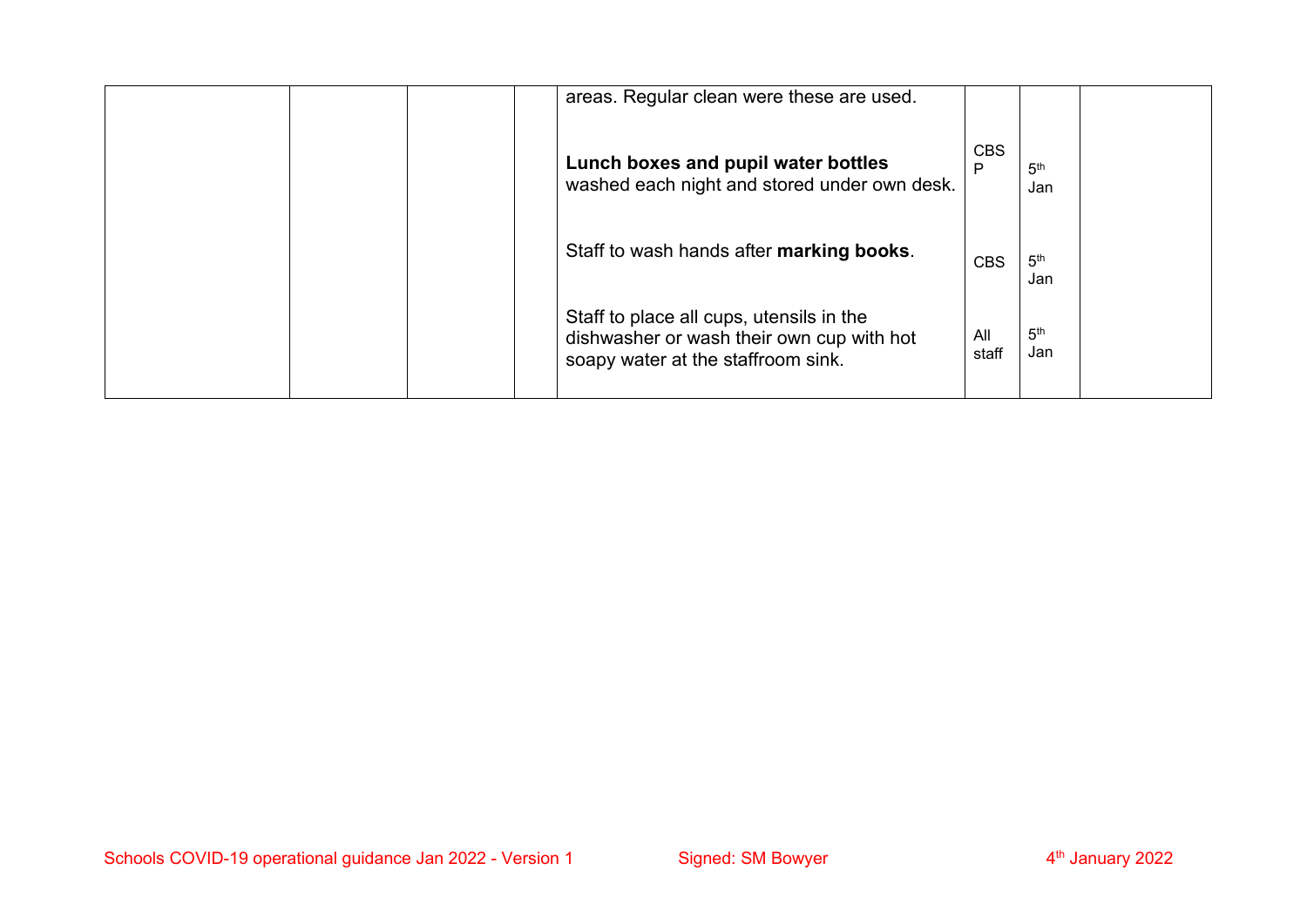| | | | | | | | |
|---|---|---|---|---|---|---|---|
| | | | | areas. Regular clean were these are used.<br><br>**Lunch boxes and pupil water bottles** washed each night and stored under own desk.<br><br>Staff to wash hands after **marking books**.<br><br>Staff to place all cups, utensils in the dishwasher or wash their own cup with hot soapy water at the staffroom sink. | CBS P<br><br>CBS<br><br>All staff | 5th Jan<br><br>5th Jan<br><br>5th Jan | |

Schools COVID-19 operational guidance Jan 2022 - Version 1 Signed: SM Bowyer 4th January 2022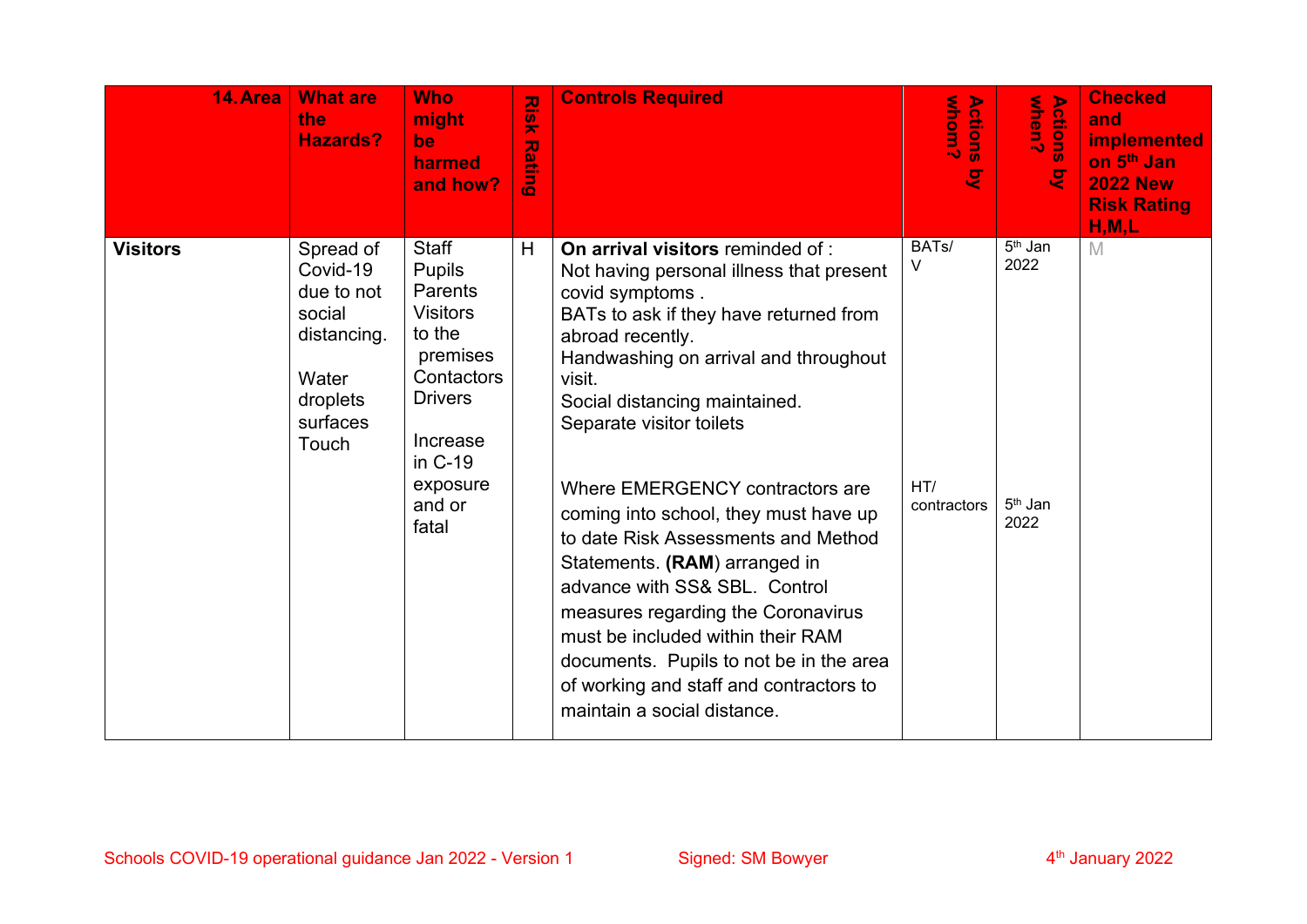| 14. Area | What are the Hazards? | Who might be harmed and how? | Risk Rating | Controls Required | Actions by whom? | Actions by when? | Checked and implemented on 5th Jan 2022 New Risk Rating H,M,L |
|---|---|---|---|---|---|---|---|
| **Visitors** | Spread of Covid-19 due to not social distancing.<br><br>Water droplets surfaces Touch | Staff<br>Pupils<br>Parents<br>Visitors to the premises<br>Contactors<br>Drivers<br><br>Increase in C-19 exposure and or fatal | H | **On arrival visitors** reminded of :<br>Not having personal illness that present covid symptoms .<br>BATs to ask if they have returned from abroad recently.<br>Handwashing on arrival and throughout visit.<br>Social distancing maintained.<br>Separate visitor toilets<br><br>Where EMERGENCY contractors are coming into school, they must have up to date Risk Assessments and Method Statements. **(RAM**) arranged in advance with SS& SBL. Control measures regarding the Coronavirus must be included within their RAM documents. Pupils to not be in the area of working and staff and contractors to maintain a social distance. | BATs/ V<br><br>HT/ contractors | 5th Jan 2022<br><br>5th Jan 2022 | M |

Schools COVID-19 operational guidance Jan 2022 - Version 1 Signed: SM Bowyer 4th January 2022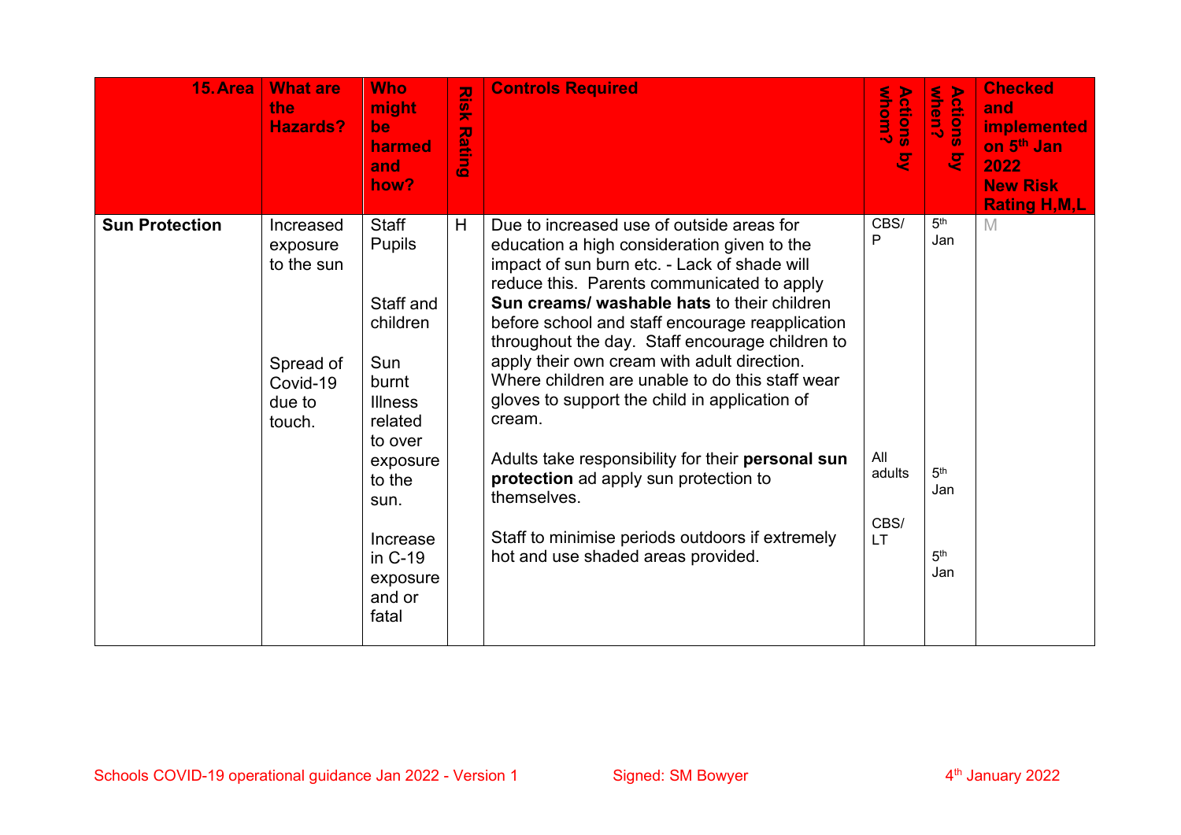| 15. Area | What are the Hazards? | Who might be harmed and how? | Risk Rating | Controls Required | Actions by whom? | Actions by when? | Checked and implemented on 5th Jan 2022 New Risk Rating H,M,L |
|---|---|---|---|---|---|---|---|
| **Sun Protection** | Increased exposure to the sun<br><br>Spread of Covid-19 due to touch. | Staff Pupils<br><br>Staff and children<br><br>Sun burnt Illness related to over exposure to the sun.<br><br>Increase in C-19 exposure and or fatal | H | Due to increased use of outside areas for education a high consideration given to the impact of sun burn etc. - Lack of shade will reduce this. Parents communicated to apply **Sun creams/ washable hats** to their children before school and staff encourage reapplication throughout the day. Staff encourage children to apply their own cream with adult direction. Where children are unable to do this staff wear gloves to support the child in application of cream.<br><br>Adults take responsibility for their **personal sun protection** ad apply sun protection to themselves.<br><br>Staff to minimise periods outdoors if extremely hot and use shaded areas provided. | CBS/ P<br><br>All adults<br><br>CBS/ LT | 5th Jan<br><br>5th Jan<br><br>5th Jan | M |

Schools COVID-19 operational guidance Jan 2022 - Version 1 Signed: SM Bowyer 4th January 2022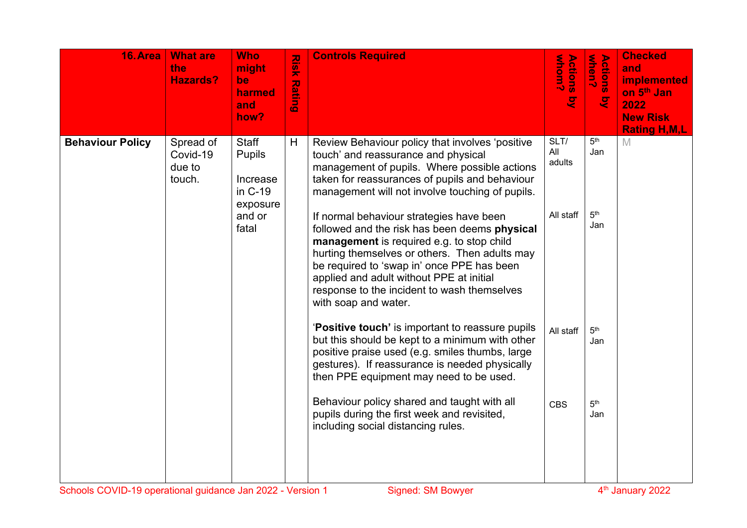| 16. Area | What are the Hazards? | Who might be harmed and how? | Risk Rating | Controls Required | Actions by whom? | Actions by when? | Checked and implemented on 5th Jan 2022 New Risk Rating H,M,L |
|---|---|---|---|---|---|---|---|
| **Behaviour Policy** | Spread of Covid-19 due to touch. | Staff Pupils<br><br>Increase in C-19 exposure and or fatal | H | Review Behaviour policy that involves 'positive touch' and reassurance and physical management of pupils. Where possible actions taken for reassurances of pupils and behaviour management will not involve touching of pupils. | SLT/ All adults | 5th Jan | M |
| | | | | If normal behaviour strategies have been followed and the risk has been deems **physical management** is required e.g. to stop child hurting themselves or others. Then adults may be required to 'swap in' once PPE has been applied and adult without PPE at initial response to the incident to wash themselves with soap and water. | All staff | 5th Jan | |
| | | | | '**Positive touch'** is important to reassure pupils but this should be kept to a minimum with other positive praise used (e.g. smiles thumbs, large gestures). If reassurance is needed physically then PPE equipment may need to be used. | All staff | 5th Jan | |
| | | | | Behaviour policy shared and taught with all pupils during the first week and revisited, including social distancing rules. | CBS | 5th Jan | |

Schools COVID-19 operational guidance Jan 2022 - Version 1 Signed: SM Bowyer 4th January 2022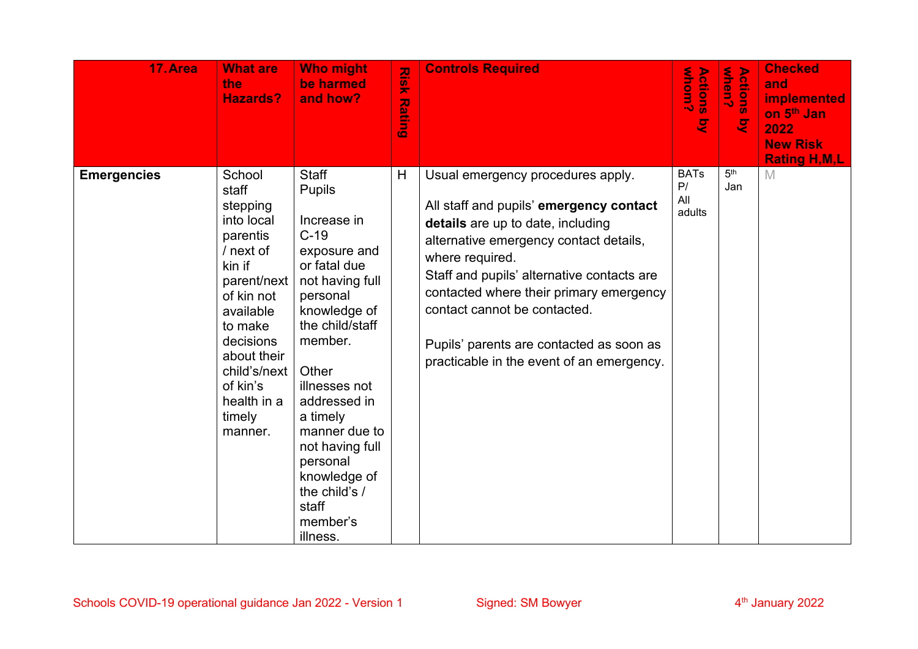| 17. Area | What are the Hazards? | Who might be harmed and how? | Risk Rating | Controls Required | Actions by whom? | Actions by when? | Checked and implemented on 5th Jan 2022 New Risk Rating H,M,L |
|---|---|---|---|---|---|---|---|
| **Emergencies** | School staff stepping into local parentis / next of kin if parent/next of kin not available to make decisions about their child's/next of kin's health in a timely manner. | Staff<br>Pupils<br><br>Increase in C-19 exposure and or fatal due not having full personal knowledge of the child/staff member.<br><br>Other illnesses not addressed in a timely manner due to not having full personal knowledge of the child's / staff member's illness. | H | Usual emergency procedures apply.<br><br>All staff and pupils' **emergency contact details** are up to date, including alternative emergency contact details, where required.<br>Staff and pupils' alternative contacts are contacted where their primary emergency contact cannot be contacted.<br><br>Pupils' parents are contacted as soon as practicable in the event of an emergency. | BATs P/ All adults | 5th Jan | M |

Schools COVID-19 operational guidance Jan 2022 - Version 1 Signed: SM Bowyer 4th January 2022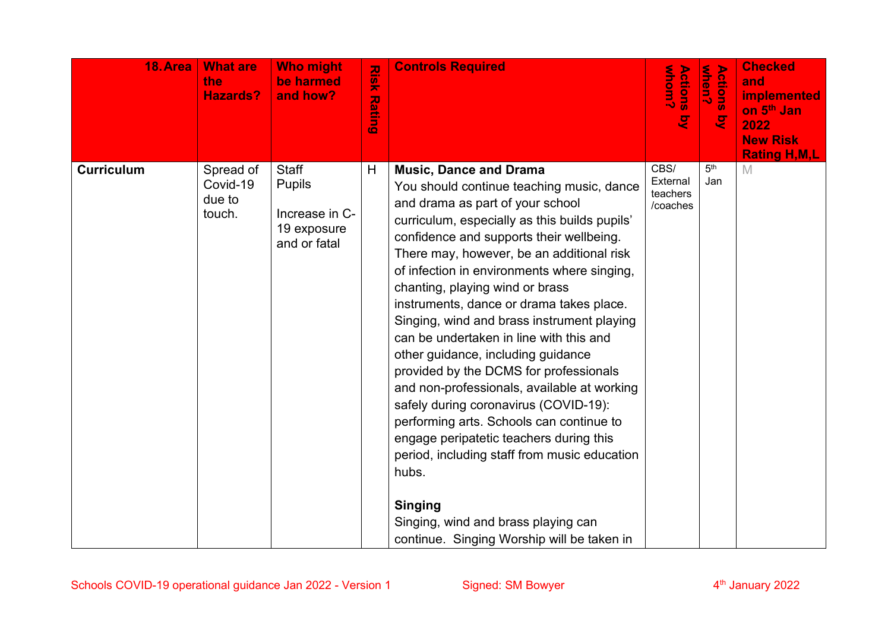| 18. Area | What are the Hazards? | Who might be harmed and how? | Risk Rating | Controls Required | Actions by whom? | Actions by when? | Checked and implemented on 5th Jan 2022 New Risk Rating H,M,L |
|---|---|---|---|---|---|---|---|
| **Curriculum** | Spread of Covid-19 due to touch. | Staff<br>Pupils<br><br>Increase in C-19 exposure and or fatal | H | **Music, Dance and Drama**<br>You should continue teaching music, dance and drama as part of your school curriculum, especially as this builds pupils' confidence and supports their wellbeing. There may, however, be an additional risk of infection in environments where singing, chanting, playing wind or brass instruments, dance or drama takes place. Singing, wind and brass instrument playing can be undertaken in line with this and other guidance, including guidance provided by the DCMS for professionals and non-professionals, available at working safely during coronavirus (COVID-19): performing arts. Schools can continue to engage peripatetic teachers during this period, including staff from music education hubs.<br><br>**Singing**<br>Singing, wind and brass playing can continue. Singing Worship will be taken in | CBS/ External teachers /coaches | 5th Jan | M |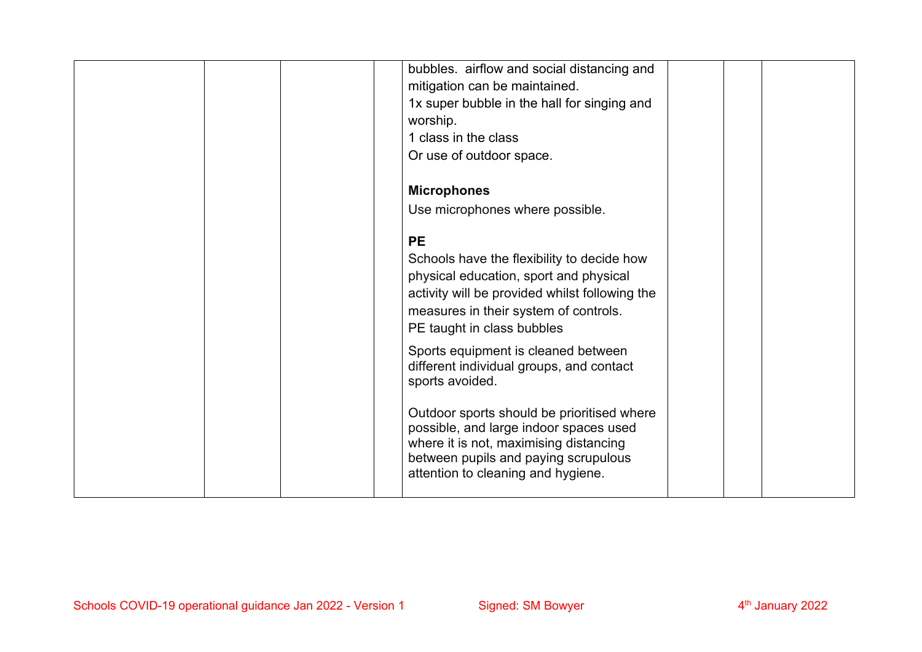|  |  |  |  | bubbles. airflow and social distancing and mitigation can be maintained.<br>1x super bubble in the hall for singing and worship.<br>1 class in the class<br>Or use of outdoor space.<br><br>**Microphones**<br>Use microphones where possible.<br><br>**PE**<br>Schools have the flexibility to decide how physical education, sport and physical activity will be provided whilst following the measures in their system of controls.<br>PE taught in class bubbles<br><br>Sports equipment is cleaned between different individual groups, and contact sports avoided.<br><br>Outdoor sports should be prioritised where possible, and large indoor spaces used where it is not, maximising distancing between pupils and paying scrupulous attention to cleaning and hygiene. |  |  |  |
|---|---|---|---|---|---|---|---|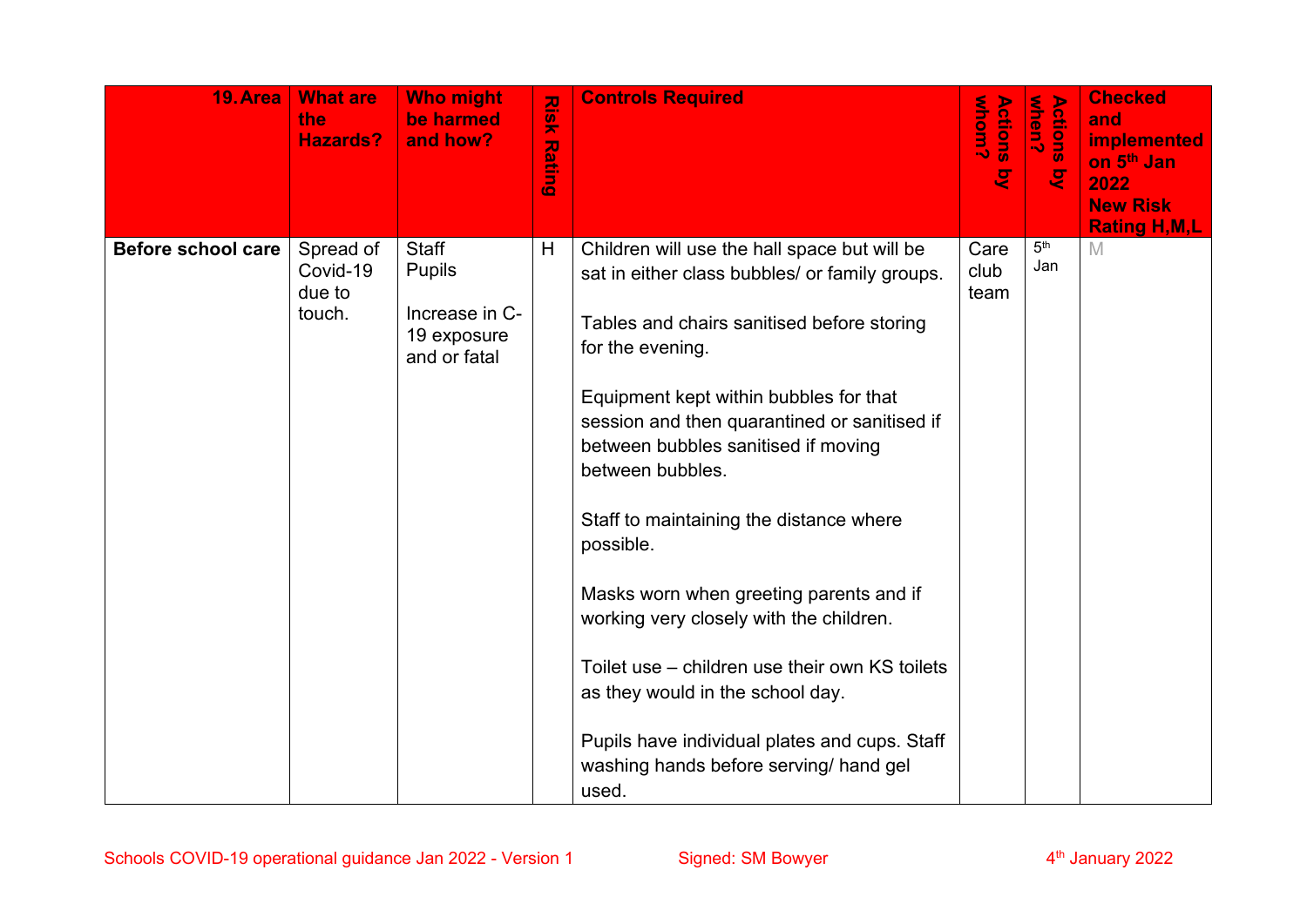| 19. Area | What are the Hazards? | Who might be harmed and how? | Risk Rating | Controls Required | Actions by whom? | Actions by when? | Checked and implemented on 5th Jan 2022 New Risk Rating H,M,L |
|---|---|---|---|---|---|---|---|
| **Before school care** | Spread of Covid-19 due to touch. | Staff<br>Pupils<br><br>Increase in C-19 exposure and or fatal | H | Children will use the hall space but will be sat in either class bubbles/ or family groups.<br><br>Tables and chairs sanitised before storing for the evening.<br><br>Equipment kept within bubbles for that session and then quarantined or sanitised if between bubbles sanitised if moving between bubbles.<br><br>Staff to maintaining the distance where possible.<br><br>Masks worn when greeting parents and if working very closely with the children.<br><br>Toilet use – children use their own KS toilets as they would in the school day.<br><br>Pupils have individual plates and cups. Staff washing hands before serving/ hand gel used. | Care club team | 5th Jan | M |

Schools COVID-19 operational guidance Jan 2022 - Version 1 Signed: SM Bowyer 4th January 2022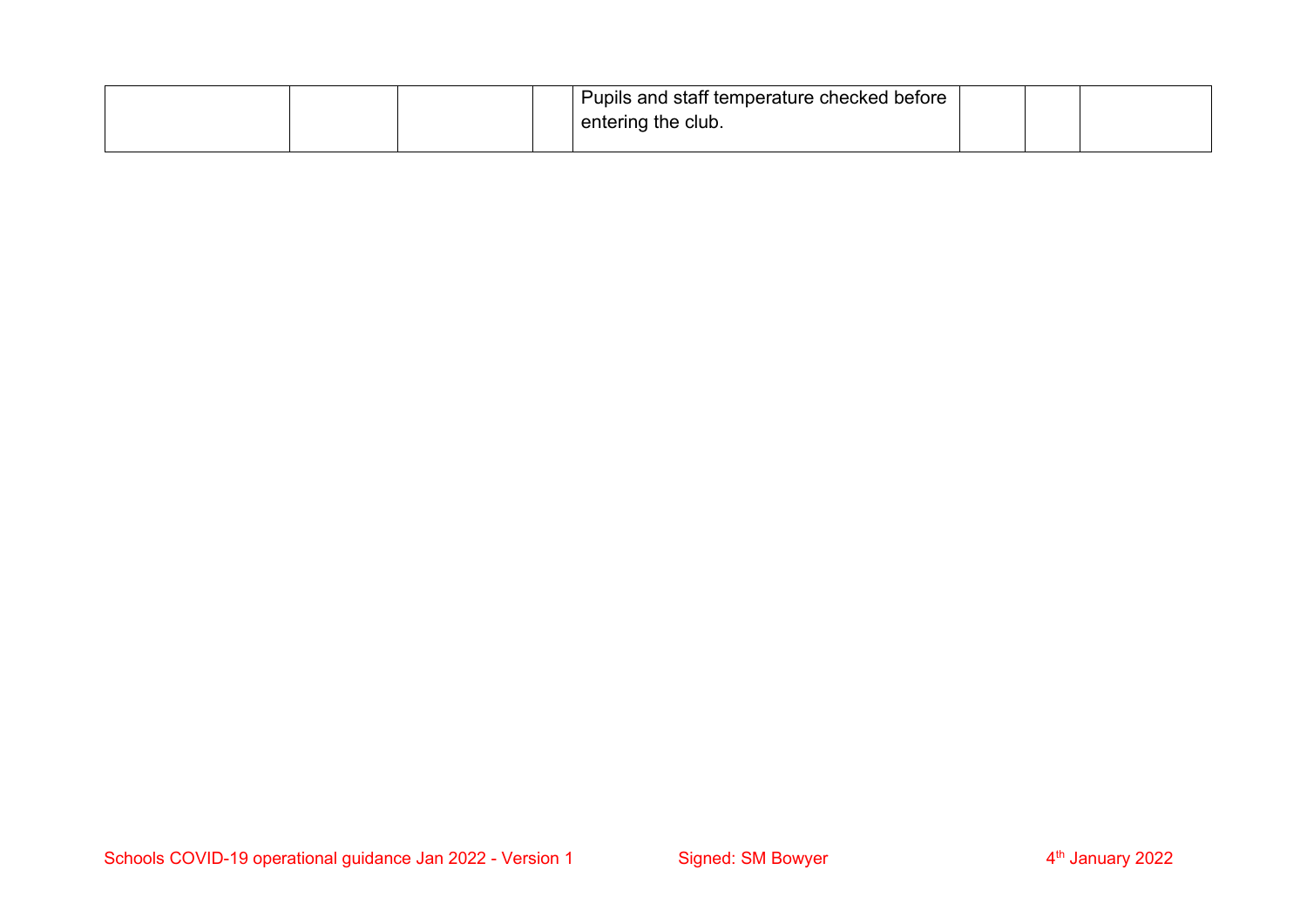| | | | | | | | |
|---|---|---|---|---|---|---|---|
| | | | | Pupils and staff temperature checked before entering the club. | | | |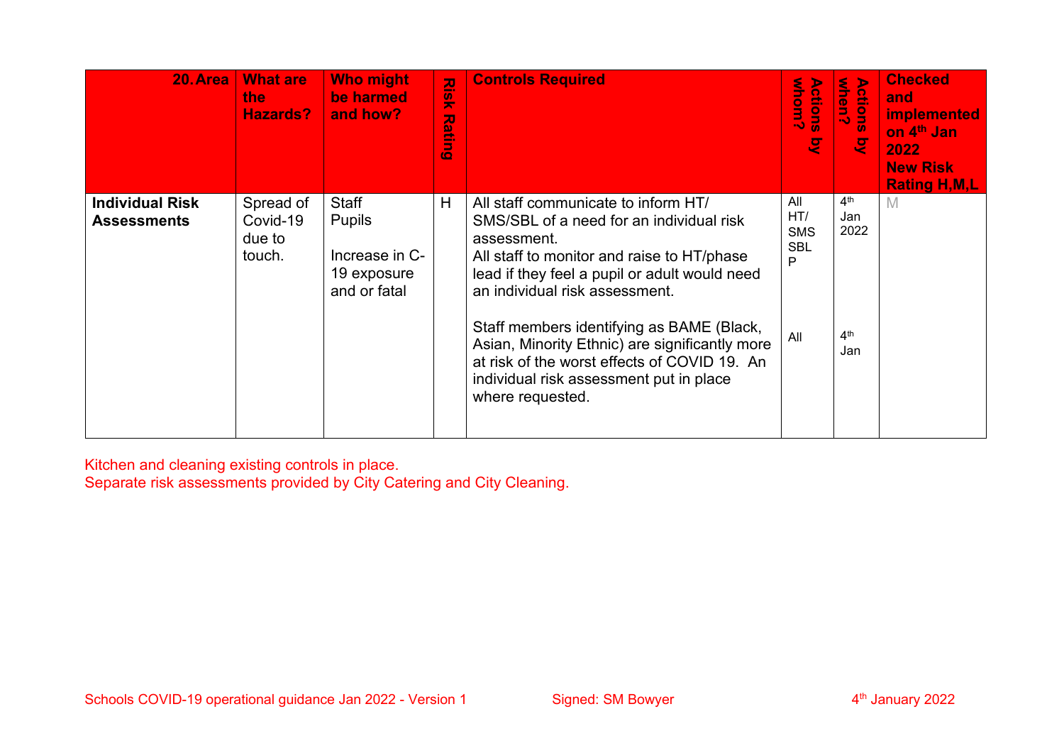| 20. Area | What are the Hazards? | Who might be harmed and how? | Risk Rating | Controls Required | Actions by whom? | Actions by when? | Checked and implemented on 4th Jan 2022 New Risk Rating H,M,L |
|---|---|---|---|---|---|---|---|
| **Individual Risk Assessments** | Spread of Covid-19 due to touch. | Staff<br>Pupils<br><br>Increase in C-19 exposure and or fatal | H | All staff communicate to inform HT/ SMS/SBL of a need for an individual risk assessment.<br>All staff to monitor and raise to HT/phase lead if they feel a pupil or adult would need an individual risk assessment.<br><br>Staff members identifying as BAME (Black, Asian, Minority Ethnic) are significantly more at risk of the worst effects of COVID 19. An individual risk assessment put in place where requested. | All HT/ SMS SBL P<br><br><br>All | 4th Jan 2022<br><br><br>4th Jan | M |

Kitchen and cleaning existing controls in place.
Separate risk assessments provided by City Catering and City Cleaning.

Schools COVID-19 operational guidance Jan 2022 - Version 1 Signed: SM Bowyer 4th January 2022